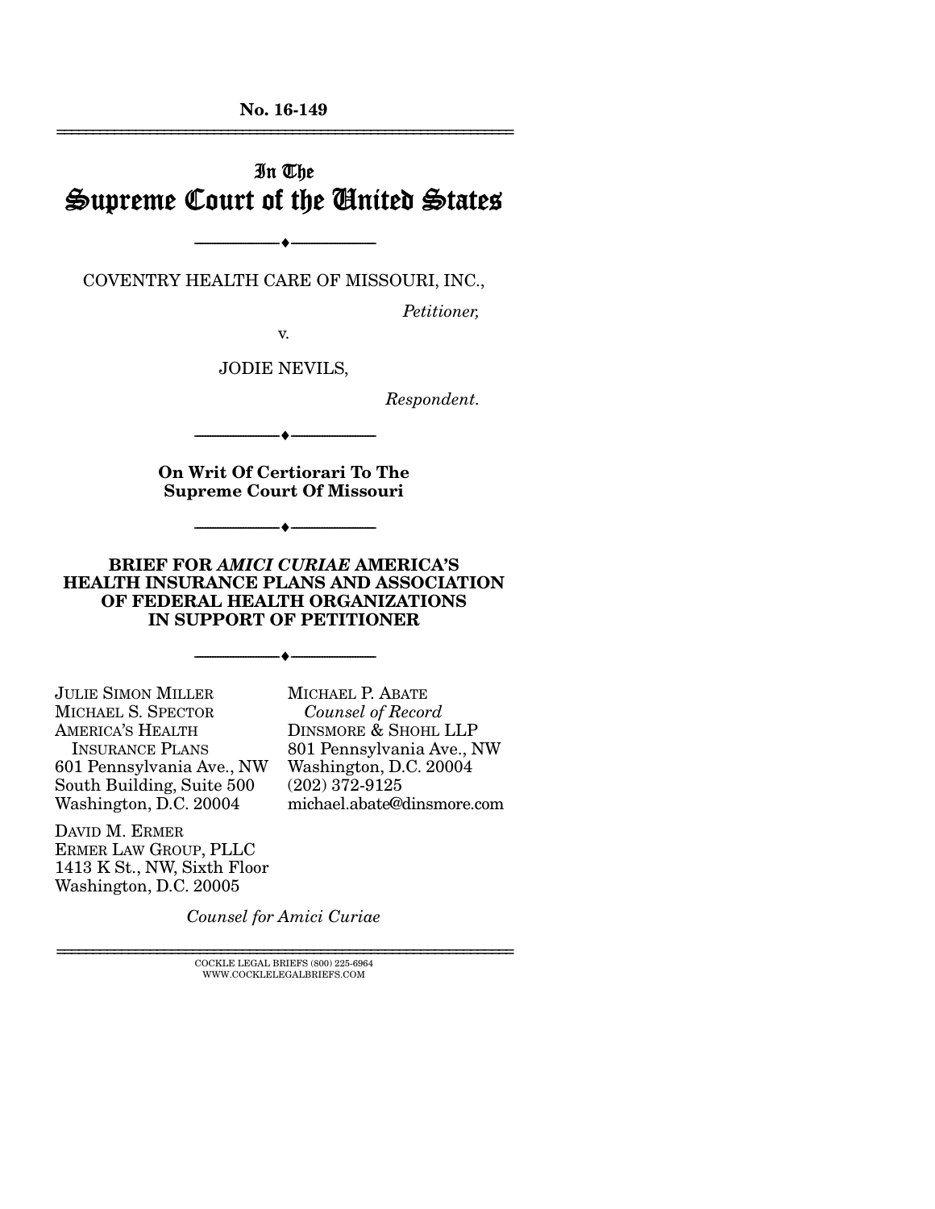No. 16-149

# In The Supreme Court of the United States

---

COVENTRY HEALTH CARE OF MISSOURI, INC.,

*Petitioner,*

v.

JODIE NEVILS,

*Respondent.*

---

**On Writ Of Certiorari To The Supreme Court Of Missouri**

---

**BRIEF FOR *AMICI CURIAE* AMERICA'S HEALTH INSURANCE PLANS AND ASSOCIATION OF FEDERAL HEALTH ORGANIZATIONS IN SUPPORT OF PETITIONER**

---

JULIE SIMON MILLER
MICHAEL S. SPECTOR
AMERICA'S HEALTH INSURANCE PLANS
601 Pennsylvania Ave., NW
South Building, Suite 500
Washington, D.C. 20004

DAVID M. ERMER
ERMER LAW GROUP, PLLC
1413 K St., NW, Sixth Floor
Washington, D.C. 20005

MICHAEL P. ABATE
*Counsel of Record*
DINSMORE & SHOHL LLP
801 Pennsylvania Ave., NW
Washington, D.C. 20004
(202) 372-9125
michael.abate@dinsmore.com

*Counsel for Amici Curiae*

COCKLE LEGAL BRIEFS (800) 225-6964
WWW.COCKLELEGALBRIEFS.COM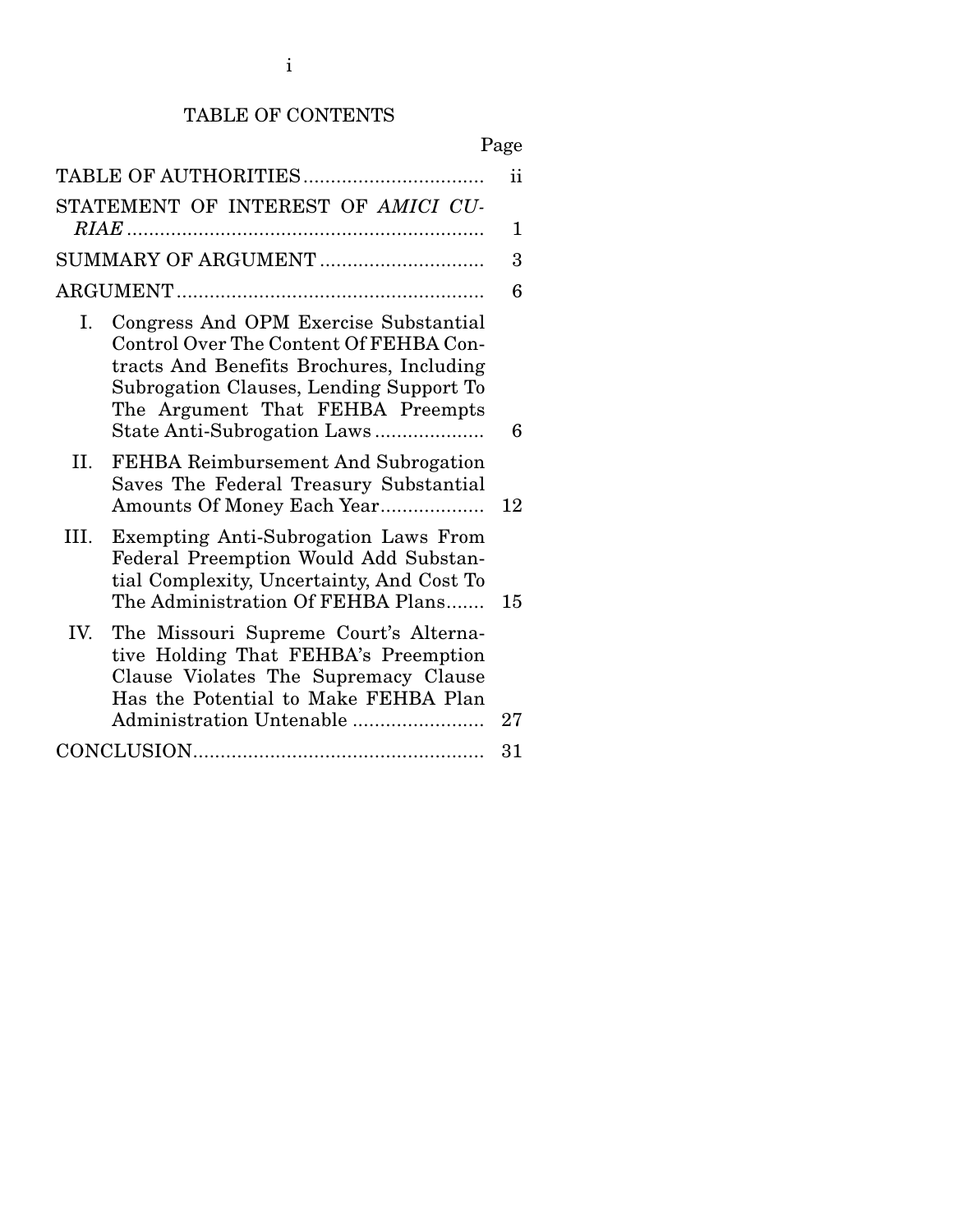# TABLE OF CONTENTS

| | Page |
|---|---|
| TABLE OF AUTHORITIES | ii |
| STATEMENT OF INTEREST OF *AMICI CURIAE* | 1 |
| SUMMARY OF ARGUMENT | 3 |
| ARGUMENT | 6 |
| I. Congress And OPM Exercise Substantial Control Over The Content Of FEHBA Contracts And Benefits Brochures, Including Subrogation Clauses, Lending Support To The Argument That FEHBA Preempts State Anti-Subrogation Laws | 6 |
| II. FEHBA Reimbursement And Subrogation Saves The Federal Treasury Substantial Amounts Of Money Each Year | 12 |
| III. Exempting Anti-Subrogation Laws From Federal Preemption Would Add Substantial Complexity, Uncertainty, And Cost To The Administration Of FEHBA Plans | 15 |
| IV. The Missouri Supreme Court's Alternative Holding That FEHBA's Preemption Clause Violates The Supremacy Clause Has the Potential to Make FEHBA Plan Administration Untenable | 27 |
| CONCLUSION | 31 |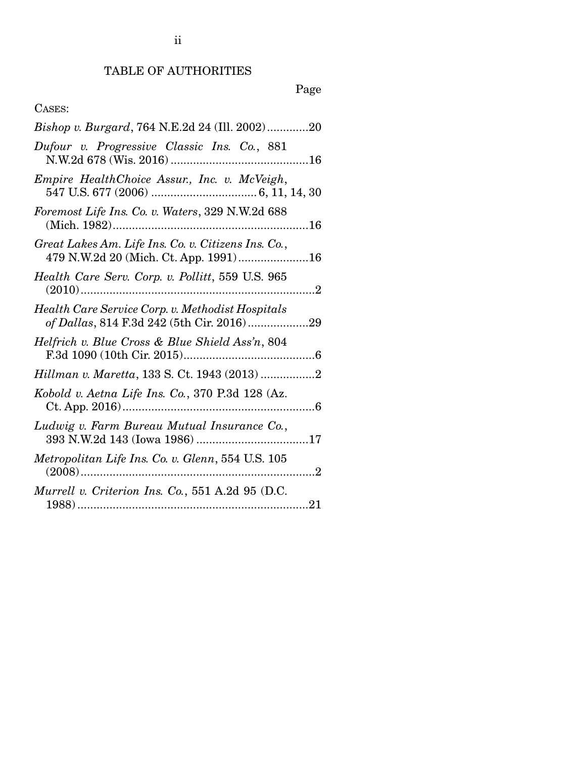## TABLE OF AUTHORITIES

Page

CASES:

*Bishop v. Burgard*, 764 N.E.2d 24 (Ill. 2002) .............20

*Dufour v. Progressive Classic Ins. Co.*, 881 N.W.2d 678 (Wis. 2016) ...........................................16

*Empire HealthChoice Assur., Inc. v. McVeigh*, 547 U.S. 677 (2006) ................................. 6, 11, 14, 30

*Foremost Life Ins. Co. v. Waters*, 329 N.W.2d 688 (Mich. 1982).............................................................16

*Great Lakes Am. Life Ins. Co. v. Citizens Ins. Co.*, 479 N.W.2d 20 (Mich. Ct. App. 1991)......................16

*Health Care Serv. Corp. v. Pollitt*, 559 U.S. 965 (2010).........................................................................2

*Health Care Service Corp. v. Methodist Hospitals of Dallas*, 814 F.3d 242 (5th Cir. 2016)...................29

*Helfrich v. Blue Cross & Blue Shield Ass'n*, 804 F.3d 1090 (10th Cir. 2015).........................................6

*Hillman v. Maretta*, 133 S. Ct. 1943 (2013) .................2

*Kobold v. Aetna Life Ins. Co.*, 370 P.3d 128 (Az. Ct. App. 2016)............................................................6

*Ludwig v. Farm Bureau Mutual Insurance Co.*, 393 N.W.2d 143 (Iowa 1986) ...................................17

*Metropolitan Life Ins. Co. v. Glenn*, 554 U.S. 105 (2008).........................................................................2

*Murrell v. Criterion Ins. Co.*, 551 A.2d 95 (D.C. 1988).........................................................................21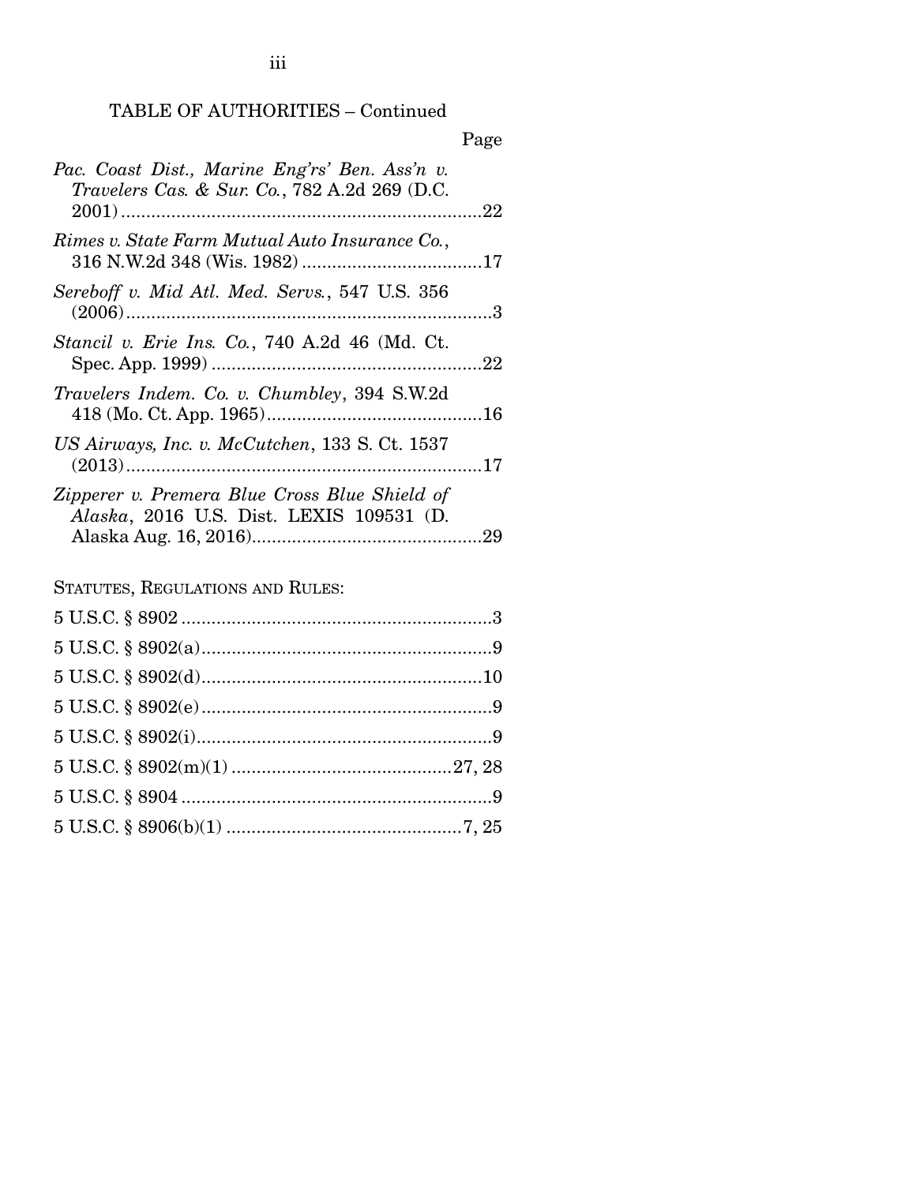TABLE OF AUTHORITIES – Continued

Page

*Pac. Coast Dist., Marine Eng'rs' Ben. Ass'n v. Travelers Cas. & Sur. Co.*, 782 A.2d 269 (D.C. 2001) .......................................................................22

*Rimes v. State Farm Mutual Auto Insurance Co.*, 316 N.W.2d 348 (Wis. 1982) ....................................17

*Sereboff v. Mid Atl. Med. Servs.*, 547 U.S. 356 (2006) .........................................................................3

*Stancil v. Erie Ins. Co.*, 740 A.2d 46 (Md. Ct. Spec. App. 1999) ......................................................22

*Travelers Indem. Co. v. Chumbley*, 394 S.W.2d 418 (Mo. Ct. App. 1965) ..........................................16

*US Airways, Inc. v. McCutchen*, 133 S. Ct. 1537 (2013) .......................................................................17

*Zipperer v. Premera Blue Cross Blue Shield of Alaska*, 2016 U.S. Dist. LEXIS 109531 (D. Alaska Aug. 16, 2016)..............................................29

STATUTES, REGULATIONS AND RULES:

5 U.S.C. § 8902 ..............................................................3

5 U.S.C. § 8902(a) ..........................................................9

5 U.S.C. § 8902(d) ........................................................10

5 U.S.C. § 8902(e) ..........................................................9

5 U.S.C. § 8902(i) ...........................................................9

5 U.S.C. § 8902(m)(1) ............................................27, 28

5 U.S.C. § 8904 ..............................................................9

5 U.S.C. § 8906(b)(1) ...............................................7, 25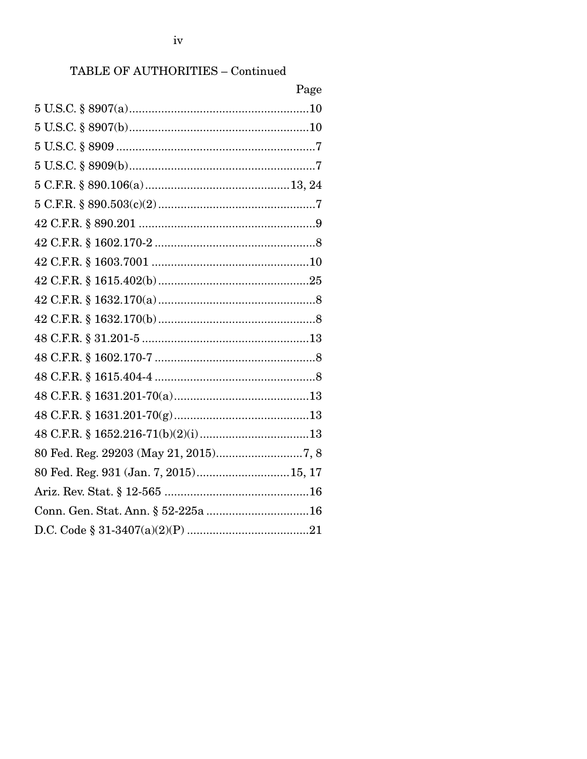TABLE OF AUTHORITIES – Continued

| | Page |
|---|---|
| 5 U.S.C. § 8907(a) | 10 |
| 5 U.S.C. § 8907(b) | 10 |
| 5 U.S.C. § 8909 | 7 |
| 5 U.S.C. § 8909(b) | 7 |
| 5 C.F.R. § 890.106(a) | 13, 24 |
| 5 C.F.R. § 890.503(c)(2) | 7 |
| 42 C.F.R. § 890.201 | 9 |
| 42 C.F.R. § 1602.170-2 | 8 |
| 42 C.F.R. § 1603.7001 | 10 |
| 42 C.F.R. § 1615.402(b) | 25 |
| 42 C.F.R. § 1632.170(a) | 8 |
| 42 C.F.R. § 1632.170(b) | 8 |
| 48 C.F.R. § 31.201-5 | 13 |
| 48 C.F.R. § 1602.170-7 | 8 |
| 48 C.F.R. § 1615.404-4 | 8 |
| 48 C.F.R. § 1631.201-70(a) | 13 |
| 48 C.F.R. § 1631.201-70(g) | 13 |
| 48 C.F.R. § 1652.216-71(b)(2)(i) | 13 |
| 80 Fed. Reg. 29203 (May 21, 2015) | 7, 8 |
| 80 Fed. Reg. 931 (Jan. 7, 2015) | 15, 17 |
| Ariz. Rev. Stat. § 12-565 | 16 |
| Conn. Gen. Stat. Ann. § 52-225a | 16 |
| D.C. Code § 31-3407(a)(2)(P) | 21 |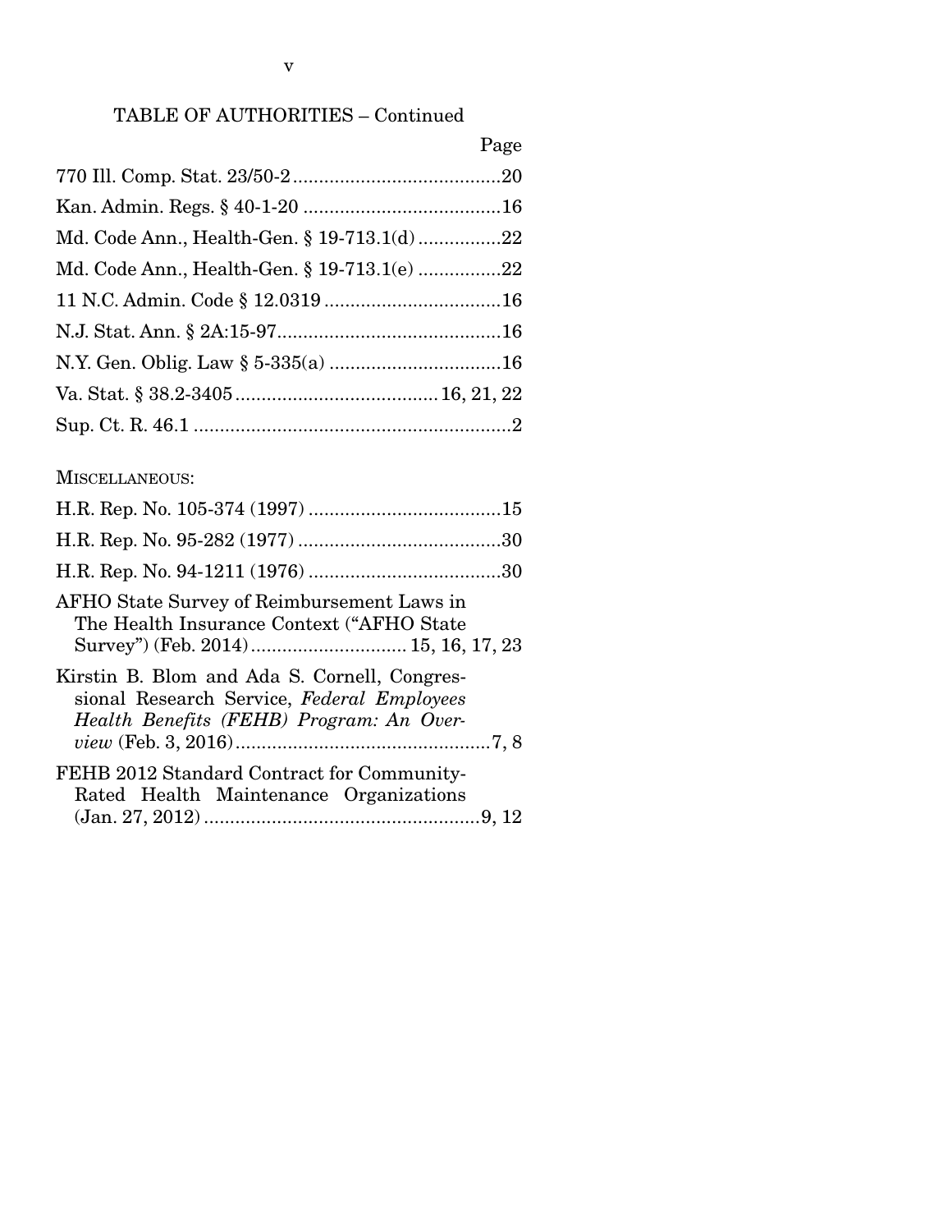TABLE OF AUTHORITIES – Continued

Page

770 Ill. Comp. Stat. 23/50-2 ........................................20

Kan. Admin. Regs. § 40-1-20 ......................................16

Md. Code Ann., Health-Gen. § 19-713.1(d) ................22

Md. Code Ann., Health-Gen. § 19-713.1(e) ................22

11 N.C. Admin. Code § 12.0319 ..................................16

N.J. Stat. Ann. § 2A:15-97...........................................16

N.Y. Gen. Oblig. Law § 5-335(a) .................................16

Va. Stat. § 38.2-3405 ....................................... 16, 21, 22

Sup. Ct. R. 46.1 .............................................................2

MISCELLANEOUS:

H.R. Rep. No. 105-374 (1997) .....................................15

H.R. Rep. No. 95-282 (1977) .......................................30

H.R. Rep. No. 94-1211 (1976) .....................................30

AFHO State Survey of Reimbursement Laws in The Health Insurance Context ("AFHO State Survey") (Feb. 2014) .............................. 15, 16, 17, 23

Kirstin B. Blom and Ada S. Cornell, Congressional Research Service, *Federal Employees Health Benefits (FEHB) Program: An Overview* (Feb. 3, 2016) .................................................7, 8

FEHB 2012 Standard Contract for Community-Rated Health Maintenance Organizations (Jan. 27, 2012) .....................................................9, 12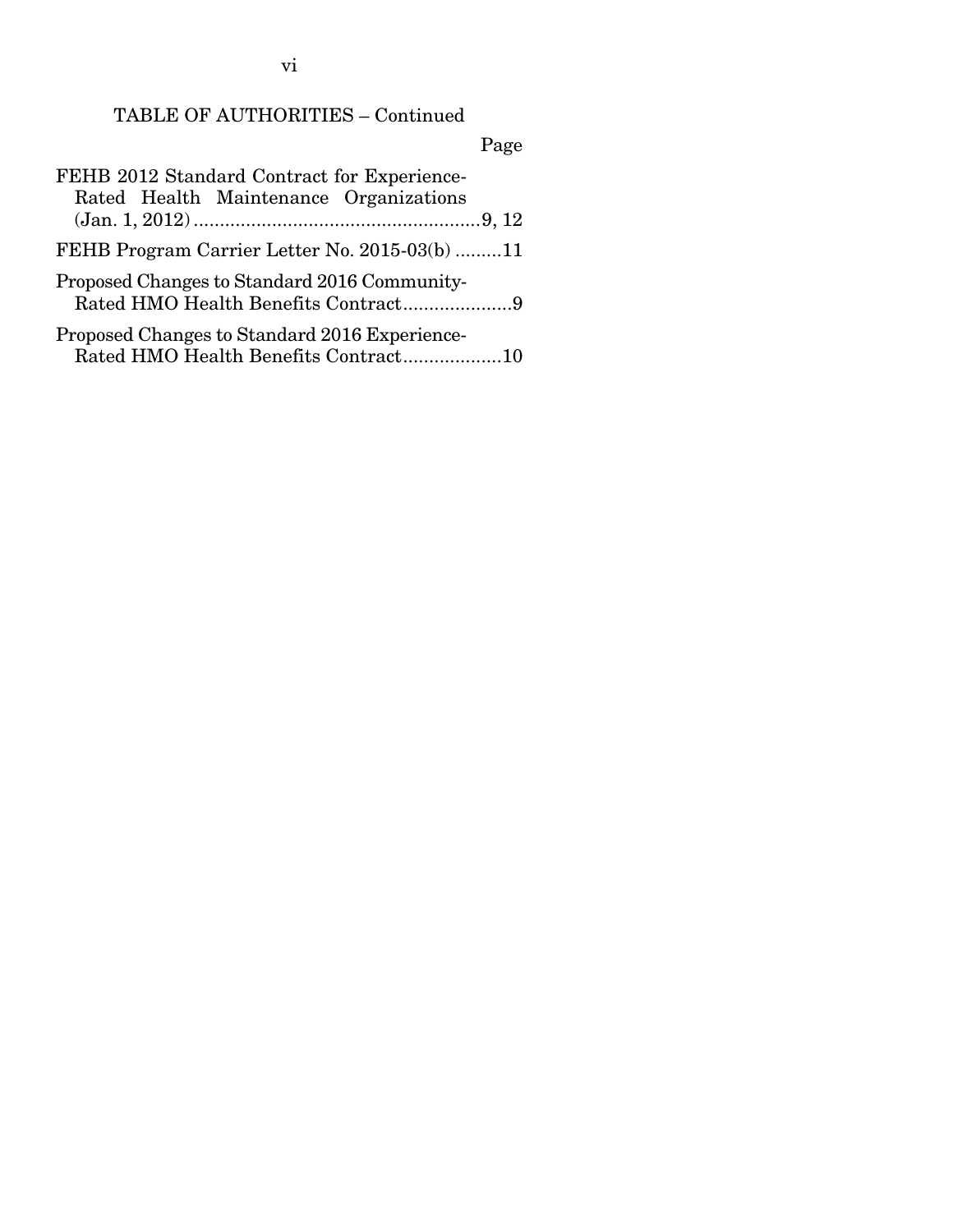## TABLE OF AUTHORITIES – Continued

Page

FEHB 2012 Standard Contract for Experience-Rated Health Maintenance Organizations (Jan. 1, 2012) ....................................................... 9, 12

FEHB Program Carrier Letter No. 2015-03(b) ......... 11

Proposed Changes to Standard 2016 Community-Rated HMO Health Benefits Contract ..................... 9

Proposed Changes to Standard 2016 Experience-Rated HMO Health Benefits Contract ................... 10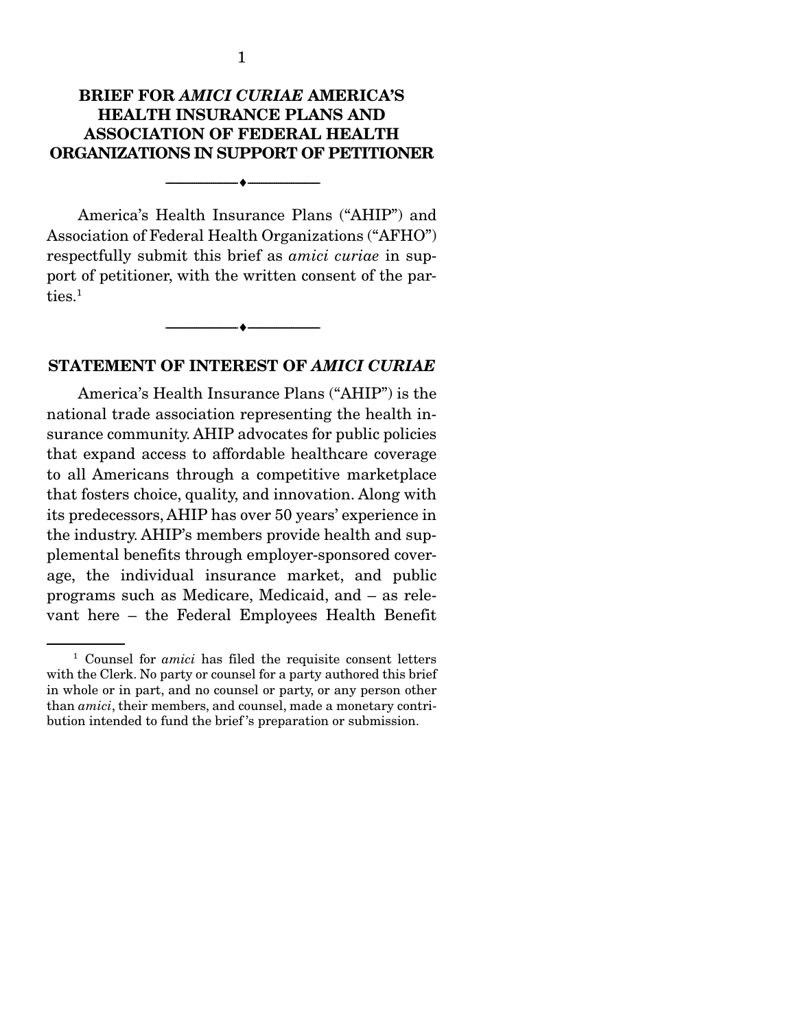## BRIEF FOR *AMICI CURIAE* AMERICA'S HEALTH INSURANCE PLANS AND ASSOCIATION OF FEDERAL HEALTH ORGANIZATIONS IN SUPPORT OF PETITIONER

America's Health Insurance Plans ("AHIP") and Association of Federal Health Organizations ("AFHO") respectfully submit this brief as *amici curiae* in support of petitioner, with the written consent of the parties.[1]

## STATEMENT OF INTEREST OF *AMICI CURIAE*

America's Health Insurance Plans ("AHIP") is the national trade association representing the health insurance community. AHIP advocates for public policies that expand access to affordable healthcare coverage to all Americans through a competitive marketplace that fosters choice, quality, and innovation. Along with its predecessors, AHIP has over 50 years' experience in the industry. AHIP's members provide health and supplemental benefits through employer-sponsored coverage, the individual insurance market, and public programs such as Medicare, Medicaid, and – as relevant here – the Federal Employees Health Benefit

[1] Counsel for *amici* has filed the requisite consent letters with the Clerk. No party or counsel for a party authored this brief in whole or in part, and no counsel or party, or any person other than *amici*, their members, and counsel, made a monetary contribution intended to fund the brief's preparation or submission.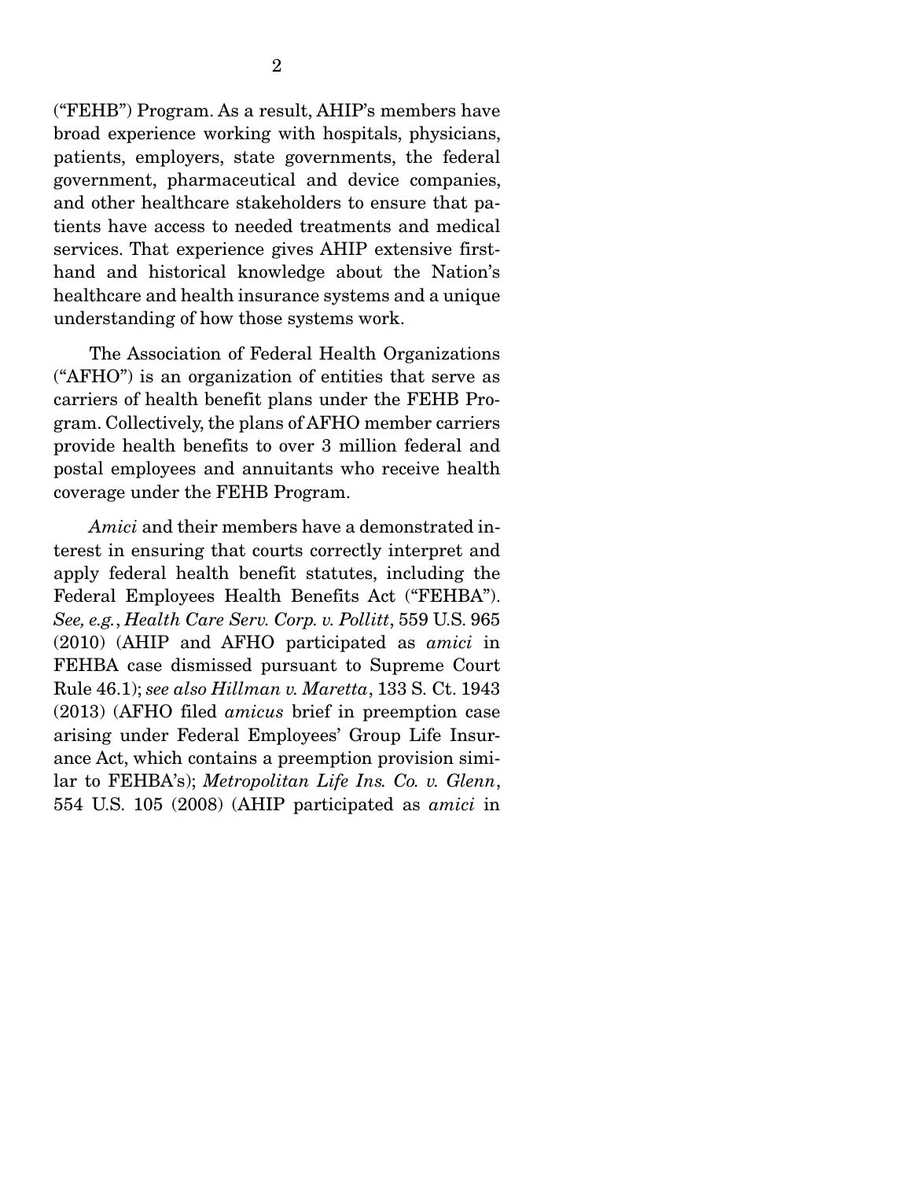("FEHB") Program. As a result, AHIP's members have broad experience working with hospitals, physicians, patients, employers, state governments, the federal government, pharmaceutical and device companies, and other healthcare stakeholders to ensure that patients have access to needed treatments and medical services. That experience gives AHIP extensive first-hand and historical knowledge about the Nation's healthcare and health insurance systems and a unique understanding of how those systems work.

The Association of Federal Health Organizations ("AFHO") is an organization of entities that serve as carriers of health benefit plans under the FEHB Program. Collectively, the plans of AFHO member carriers provide health benefits to over 3 million federal and postal employees and annuitants who receive health coverage under the FEHB Program.

*Amici* and their members have a demonstrated interest in ensuring that courts correctly interpret and apply federal health benefit statutes, including the Federal Employees Health Benefits Act ("FEHBA"). *See, e.g.*, *Health Care Serv. Corp. v. Pollitt*, 559 U.S. 965 (2010) (AHIP and AFHO participated as *amici* in FEHBA case dismissed pursuant to Supreme Court Rule 46.1); *see also Hillman v. Maretta*, 133 S. Ct. 1943 (2013) (AFHO filed *amicus* brief in preemption case arising under Federal Employees' Group Life Insurance Act, which contains a preemption provision similar to FEHBA's); *Metropolitan Life Ins. Co. v. Glenn*, 554 U.S. 105 (2008) (AHIP participated as *amici* in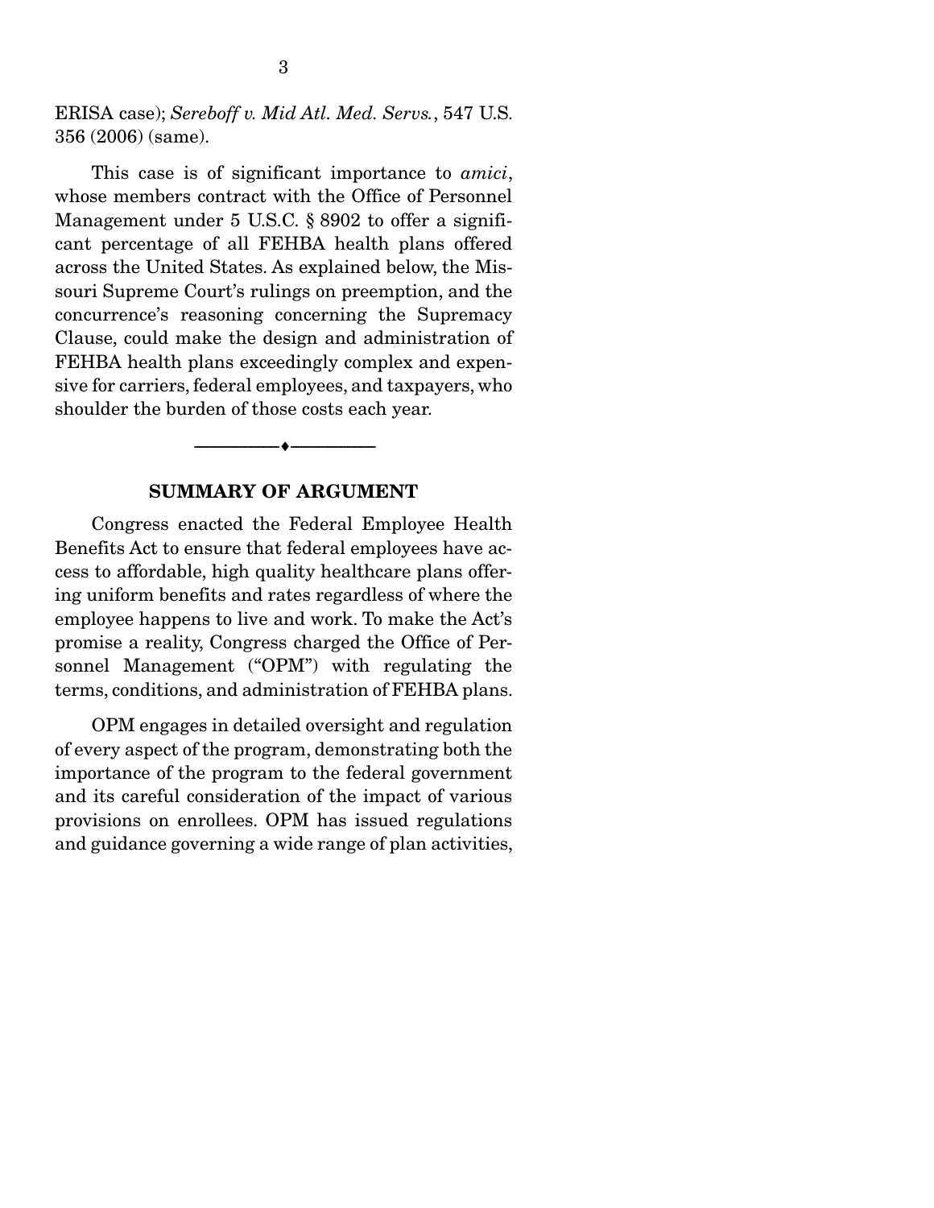ERISA case); *Sereboff v. Mid Atl. Med. Servs.*, 547 U.S. 356 (2006) (same).

This case is of significant importance to *amici*, whose members contract with the Office of Personnel Management under 5 U.S.C. § 8902 to offer a significant percentage of all FEHBA health plans offered across the United States. As explained below, the Missouri Supreme Court's rulings on preemption, and the concurrence's reasoning concerning the Supremacy Clause, could make the design and administration of FEHBA health plans exceedingly complex and expensive for carriers, federal employees, and taxpayers, who shoulder the burden of those costs each year.

---

## SUMMARY OF ARGUMENT

Congress enacted the Federal Employee Health Benefits Act to ensure that federal employees have access to affordable, high quality healthcare plans offering uniform benefits and rates regardless of where the employee happens to live and work. To make the Act's promise a reality, Congress charged the Office of Personnel Management ("OPM") with regulating the terms, conditions, and administration of FEHBA plans.

OPM engages in detailed oversight and regulation of every aspect of the program, demonstrating both the importance of the program to the federal government and its careful consideration of the impact of various provisions on enrollees. OPM has issued regulations and guidance governing a wide range of plan activities,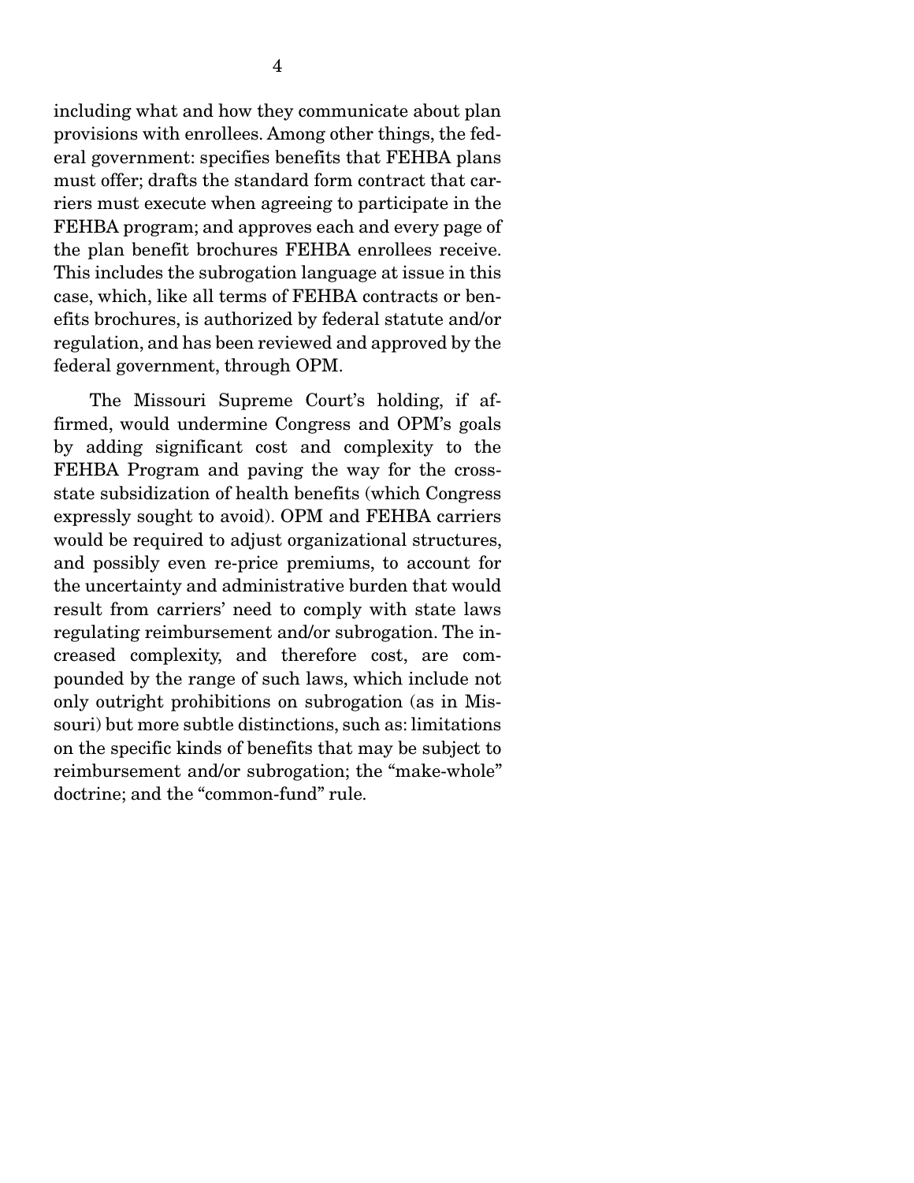including what and how they communicate about plan provisions with enrollees. Among other things, the federal government: specifies benefits that FEHBA plans must offer; drafts the standard form contract that carriers must execute when agreeing to participate in the FEHBA program; and approves each and every page of the plan benefit brochures FEHBA enrollees receive. This includes the subrogation language at issue in this case, which, like all terms of FEHBA contracts or benefits brochures, is authorized by federal statute and/or regulation, and has been reviewed and approved by the federal government, through OPM.

The Missouri Supreme Court's holding, if affirmed, would undermine Congress and OPM's goals by adding significant cost and complexity to the FEHBA Program and paving the way for the cross-state subsidization of health benefits (which Congress expressly sought to avoid). OPM and FEHBA carriers would be required to adjust organizational structures, and possibly even re-price premiums, to account for the uncertainty and administrative burden that would result from carriers' need to comply with state laws regulating reimbursement and/or subrogation. The increased complexity, and therefore cost, are compounded by the range of such laws, which include not only outright prohibitions on subrogation (as in Missouri) but more subtle distinctions, such as: limitations on the specific kinds of benefits that may be subject to reimbursement and/or subrogation; the "make-whole" doctrine; and the "common-fund" rule.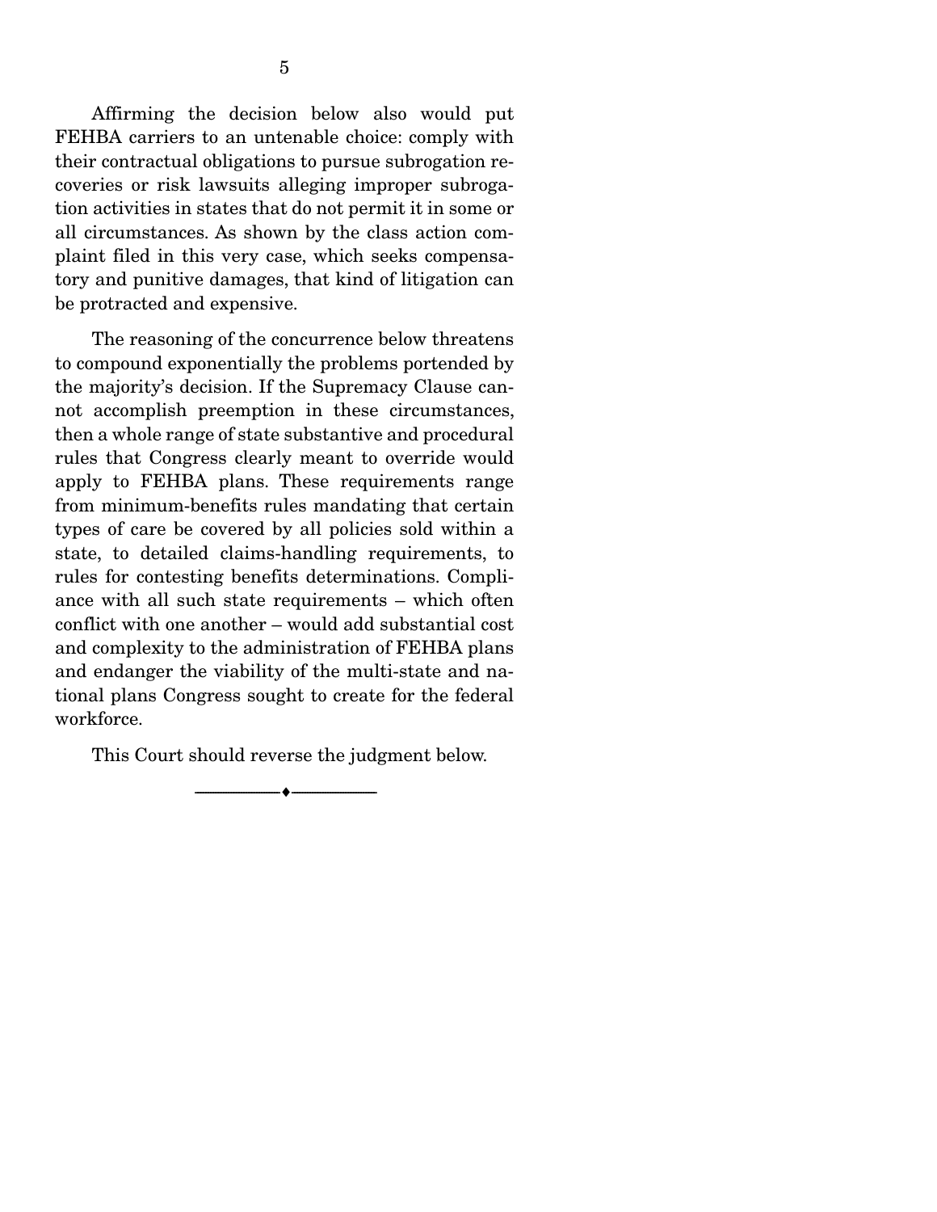Affirming the decision below also would put FEHBA carriers to an untenable choice: comply with their contractual obligations to pursue subrogation recoveries or risk lawsuits alleging improper subrogation activities in states that do not permit it in some or all circumstances. As shown by the class action complaint filed in this very case, which seeks compensatory and punitive damages, that kind of litigation can be protracted and expensive.

The reasoning of the concurrence below threatens to compound exponentially the problems portended by the majority's decision. If the Supremacy Clause cannot accomplish preemption in these circumstances, then a whole range of state substantive and procedural rules that Congress clearly meant to override would apply to FEHBA plans. These requirements range from minimum-benefits rules mandating that certain types of care be covered by all policies sold within a state, to detailed claims-handling requirements, to rules for contesting benefits determinations. Compliance with all such state requirements – which often conflict with one another – would add substantial cost and complexity to the administration of FEHBA plans and endanger the viability of the multi-state and national plans Congress sought to create for the federal workforce.

This Court should reverse the judgment below.

---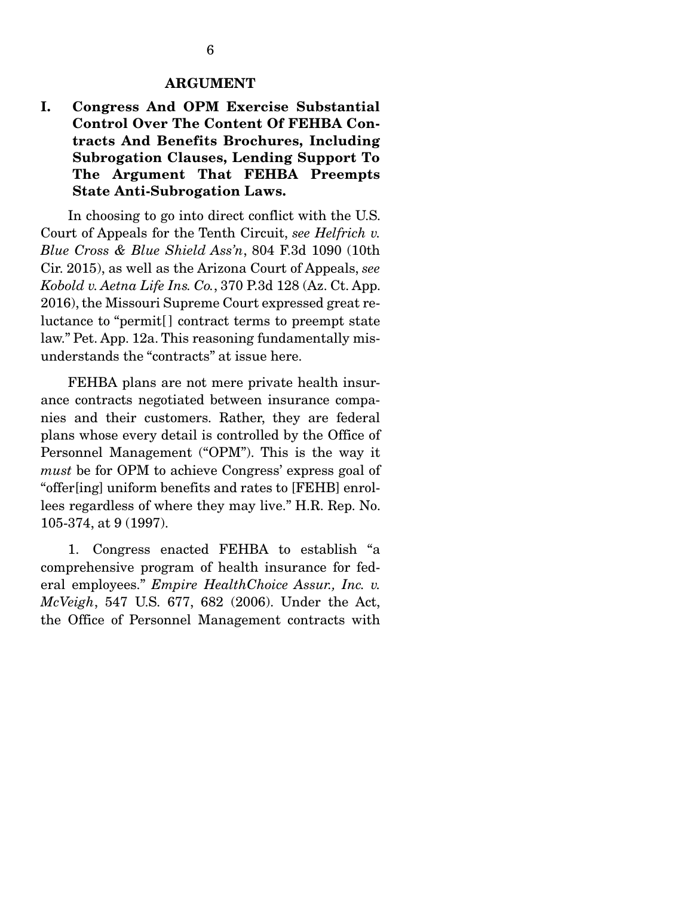## ARGUMENT

### I. Congress And OPM Exercise Substantial Control Over The Content Of FEHBA Contracts And Benefits Brochures, Including Subrogation Clauses, Lending Support To The Argument That FEHBA Preempts State Anti-Subrogation Laws.

In choosing to go into direct conflict with the U.S. Court of Appeals for the Tenth Circuit, *see Helfrich v. Blue Cross & Blue Shield Ass'n*, 804 F.3d 1090 (10th Cir. 2015), as well as the Arizona Court of Appeals, *see Kobold v. Aetna Life Ins. Co.*, 370 P.3d 128 (Az. Ct. App. 2016), the Missouri Supreme Court expressed great reluctance to "permit[] contract terms to preempt state law." Pet. App. 12a. This reasoning fundamentally misunderstands the "contracts" at issue here.

FEHBA plans are not mere private health insurance contracts negotiated between insurance companies and their customers. Rather, they are federal plans whose every detail is controlled by the Office of Personnel Management ("OPM"). This is the way it *must* be for OPM to achieve Congress' express goal of "offer[ing] uniform benefits and rates to [FEHB] enrollees regardless of where they may live." H.R. Rep. No. 105-374, at 9 (1997).

1. Congress enacted FEHBA to establish "a comprehensive program of health insurance for federal employees." *Empire HealthChoice Assur., Inc. v. McVeigh*, 547 U.S. 677, 682 (2006). Under the Act, the Office of Personnel Management contracts with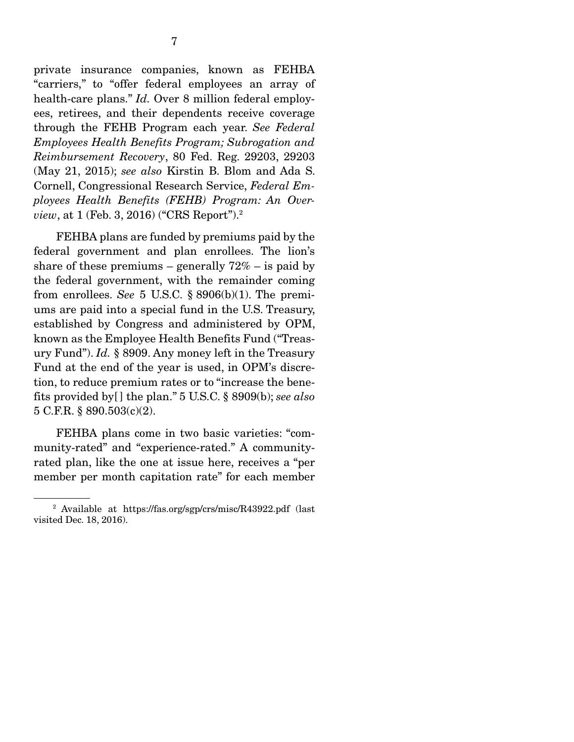private insurance companies, known as FEHBA "carriers," to "offer federal employees an array of health-care plans." *Id.* Over 8 million federal employees, retirees, and their dependents receive coverage through the FEHB Program each year. *See Federal Employees Health Benefits Program; Subrogation and Reimbursement Recovery*, 80 Fed. Reg. 29203, 29203 (May 21, 2015); *see also* Kirstin B. Blom and Ada S. Cornell, Congressional Research Service, *Federal Employees Health Benefits (FEHB) Program: An Overview*, at 1 (Feb. 3, 2016) ("CRS Report").[2]

FEHBA plans are funded by premiums paid by the federal government and plan enrollees. The lion's share of these premiums – generally 72% – is paid by the federal government, with the remainder coming from enrollees. *See* 5 U.S.C. § 8906(b)(1). The premiums are paid into a special fund in the U.S. Treasury, established by Congress and administered by OPM, known as the Employee Health Benefits Fund ("Treasury Fund"). *Id.* § 8909. Any money left in the Treasury Fund at the end of the year is used, in OPM's discretion, to reduce premium rates or to "increase the benefits provided by[ ] the plan." 5 U.S.C. § 8909(b); *see also* 5 C.F.R. § 890.503(c)(2).

FEHBA plans come in two basic varieties: "community-rated" and "experience-rated." A community-rated plan, like the one at issue here, receives a "per member per month capitation rate" for each member

---

[2] Available at https://fas.org/sgp/crs/misc/R43922.pdf (last visited Dec. 18, 2016).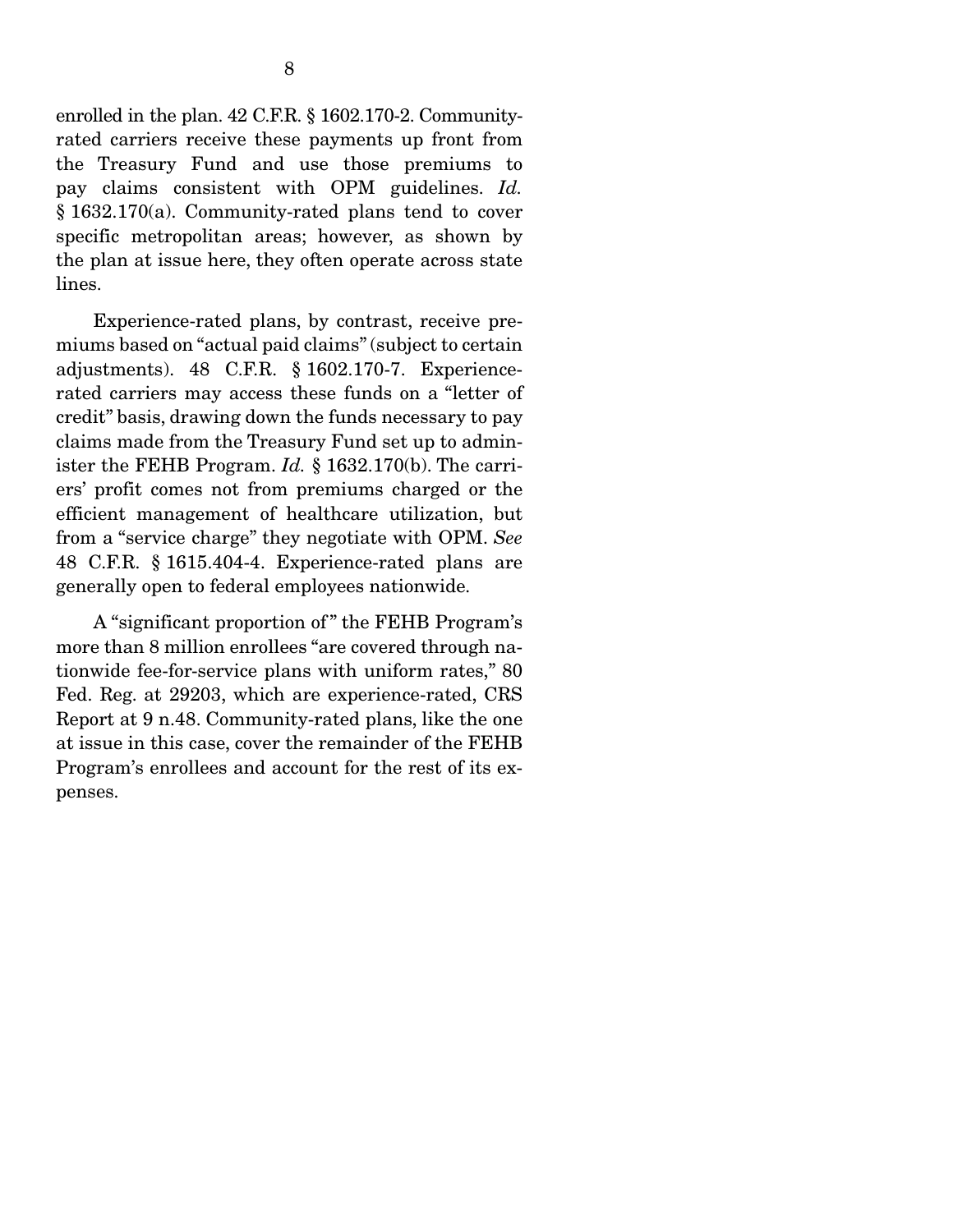enrolled in the plan. 42 C.F.R. § 1602.170-2. Community-rated carriers receive these payments up front from the Treasury Fund and use those premiums to pay claims consistent with OPM guidelines. *Id.* § 1632.170(a). Community-rated plans tend to cover specific metropolitan areas; however, as shown by the plan at issue here, they often operate across state lines.

Experience-rated plans, by contrast, receive premiums based on "actual paid claims" (subject to certain adjustments). 48 C.F.R. § 1602.170-7. Experience-rated carriers may access these funds on a "letter of credit" basis, drawing down the funds necessary to pay claims made from the Treasury Fund set up to administer the FEHB Program. *Id.* § 1632.170(b). The carriers' profit comes not from premiums charged or the efficient management of healthcare utilization, but from a "service charge" they negotiate with OPM. *See* 48 C.F.R. § 1615.404-4. Experience-rated plans are generally open to federal employees nationwide.

A "significant proportion of" the FEHB Program's more than 8 million enrollees "are covered through nationwide fee-for-service plans with uniform rates," 80 Fed. Reg. at 29203, which are experience-rated, CRS Report at 9 n.48. Community-rated plans, like the one at issue in this case, cover the remainder of the FEHB Program's enrollees and account for the rest of its expenses.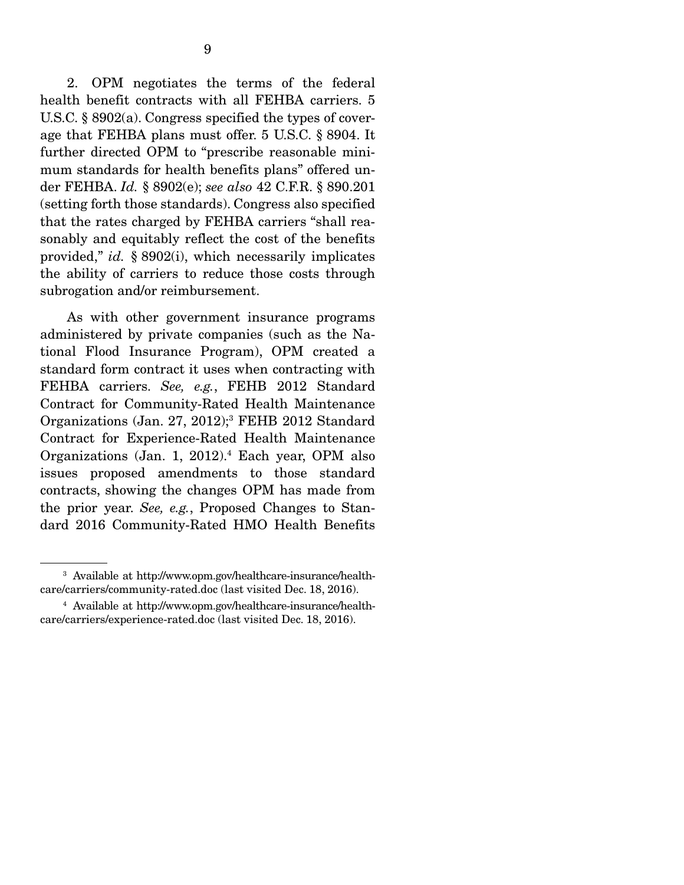2. OPM negotiates the terms of the federal health benefit contracts with all FEHBA carriers. 5 U.S.C. § 8902(a). Congress specified the types of coverage that FEHBA plans must offer. 5 U.S.C. § 8904. It further directed OPM to "prescribe reasonable minimum standards for health benefits plans" offered under FEHBA. *Id.* § 8902(e); *see also* 42 C.F.R. § 890.201 (setting forth those standards). Congress also specified that the rates charged by FEHBA carriers "shall reasonably and equitably reflect the cost of the benefits provided," *id.* § 8902(i), which necessarily implicates the ability of carriers to reduce those costs through subrogation and/or reimbursement.

As with other government insurance programs administered by private companies (such as the National Flood Insurance Program), OPM created a standard form contract it uses when contracting with FEHBA carriers. *See, e.g.*, FEHB 2012 Standard Contract for Community-Rated Health Maintenance Organizations (Jan. 27, 2012);[3] FEHB 2012 Standard Contract for Experience-Rated Health Maintenance Organizations (Jan. 1, 2012).[4] Each year, OPM also issues proposed amendments to those standard contracts, showing the changes OPM has made from the prior year. *See, e.g.*, Proposed Changes to Standard 2016 Community-Rated HMO Health Benefits

---

[3] Available at http://www.opm.gov/healthcare-insurance/healthcare/carriers/community-rated.doc (last visited Dec. 18, 2016).

[4] Available at http://www.opm.gov/healthcare-insurance/healthcare/carriers/experience-rated.doc (last visited Dec. 18, 2016).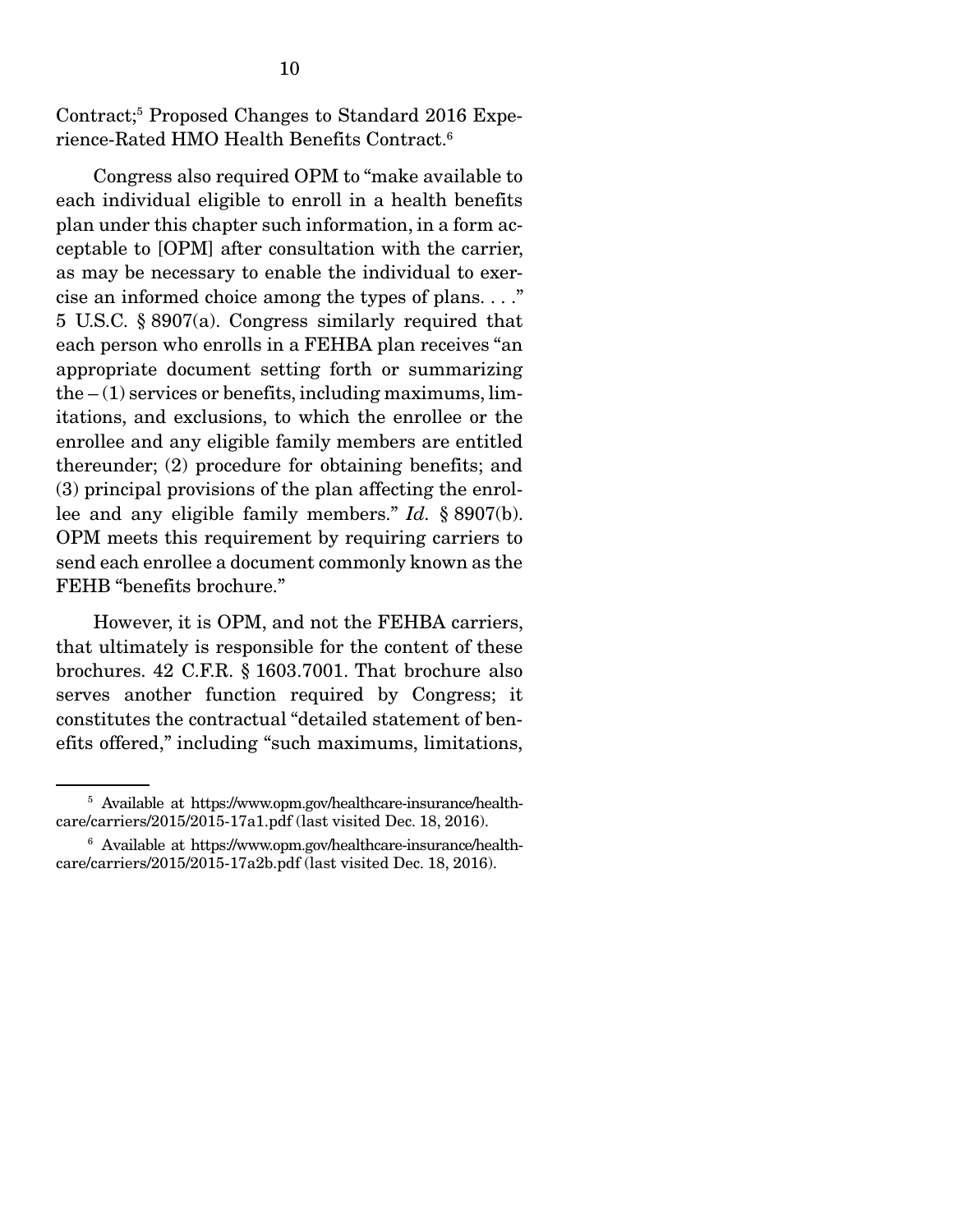Contract;[5] Proposed Changes to Standard 2016 Experience-Rated HMO Health Benefits Contract.[6]

Congress also required OPM to "make available to each individual eligible to enroll in a health benefits plan under this chapter such information, in a form acceptable to [OPM] after consultation with the carrier, as may be necessary to enable the individual to exercise an informed choice among the types of plans. . . ." 5 U.S.C. § 8907(a). Congress similarly required that each person who enrolls in a FEHBA plan receives "an appropriate document setting forth or summarizing the – (1) services or benefits, including maximums, limitations, and exclusions, to which the enrollee or the enrollee and any eligible family members are entitled thereunder; (2) procedure for obtaining benefits; and (3) principal provisions of the plan affecting the enrollee and any eligible family members." *Id.* § 8907(b). OPM meets this requirement by requiring carriers to send each enrollee a document commonly known as the FEHB "benefits brochure."

However, it is OPM, and not the FEHBA carriers, that ultimately is responsible for the content of these brochures. 42 C.F.R. § 1603.7001. That brochure also serves another function required by Congress; it constitutes the contractual "detailed statement of benefits offered," including "such maximums, limitations,

---

[5] Available at https://www.opm.gov/healthcare-insurance/healthcare/carriers/2015/2015-17a1.pdf (last visited Dec. 18, 2016).

[6] Available at https://www.opm.gov/healthcare-insurance/healthcare/carriers/2015/2015-17a2b.pdf (last visited Dec. 18, 2016).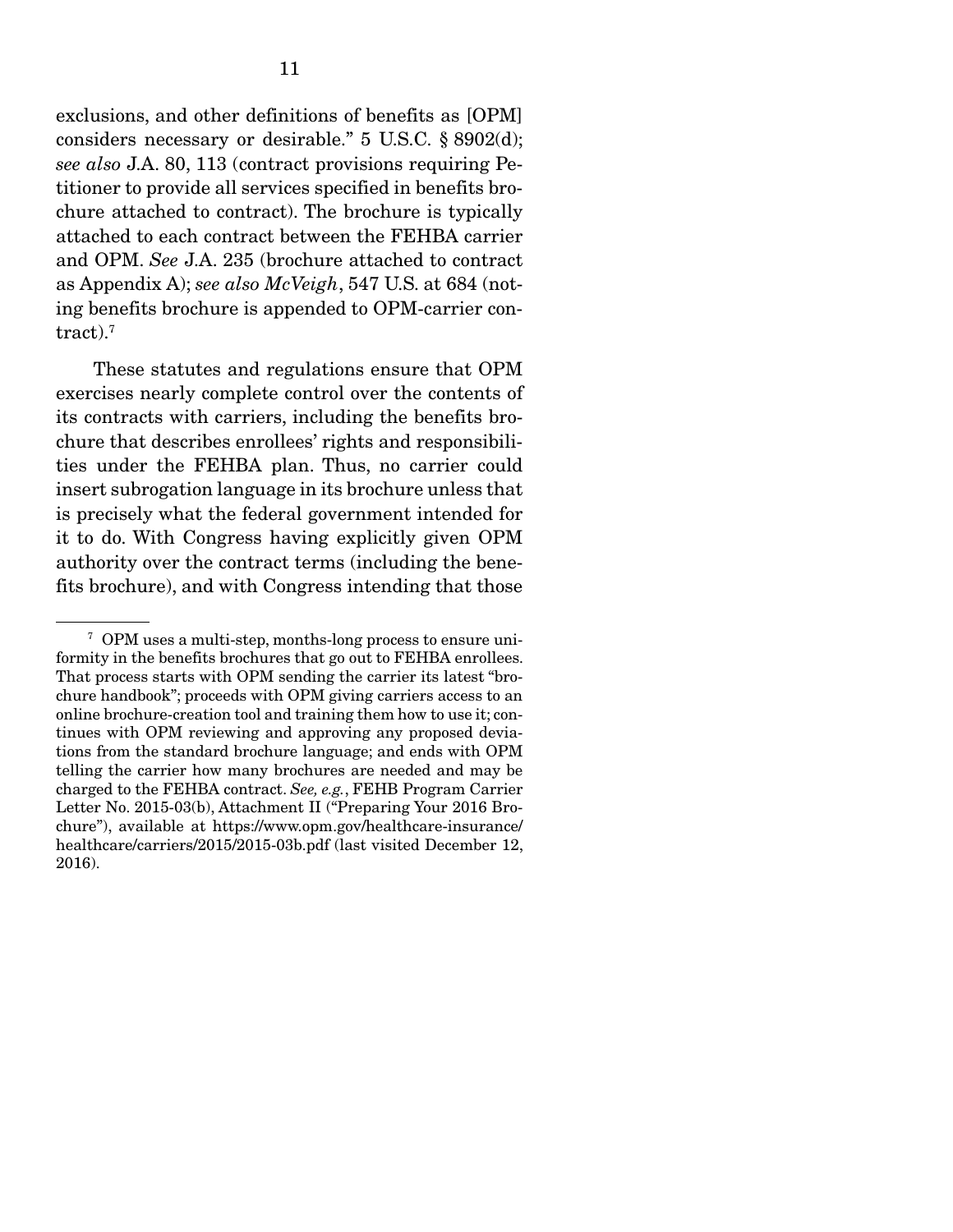exclusions, and other definitions of benefits as [OPM] considers necessary or desirable." 5 U.S.C. § 8902(d); *see also* J.A. 80, 113 (contract provisions requiring Petitioner to provide all services specified in benefits brochure attached to contract). The brochure is typically attached to each contract between the FEHBA carrier and OPM. *See* J.A. 235 (brochure attached to contract as Appendix A); *see also McVeigh*, 547 U.S. at 684 (noting benefits brochure is appended to OPM-carrier contract).[7]

These statutes and regulations ensure that OPM exercises nearly complete control over the contents of its contracts with carriers, including the benefits brochure that describes enrollees' rights and responsibilities under the FEHBA plan. Thus, no carrier could insert subrogation language in its brochure unless that is precisely what the federal government intended for it to do. With Congress having explicitly given OPM authority over the contract terms (including the benefits brochure), and with Congress intending that those

---

[7] OPM uses a multi-step, months-long process to ensure uniformity in the benefits brochures that go out to FEHBA enrollees. That process starts with OPM sending the carrier its latest "brochure handbook"; proceeds with OPM giving carriers access to an online brochure-creation tool and training them how to use it; continues with OPM reviewing and approving any proposed deviations from the standard brochure language; and ends with OPM telling the carrier how many brochures are needed and may be charged to the FEHBA contract. *See, e.g.*, FEHB Program Carrier Letter No. 2015-03(b), Attachment II ("Preparing Your 2016 Brochure"), available at https://www.opm.gov/healthcare-insurance/healthcare/carriers/2015/2015-03b.pdf (last visited December 12, 2016).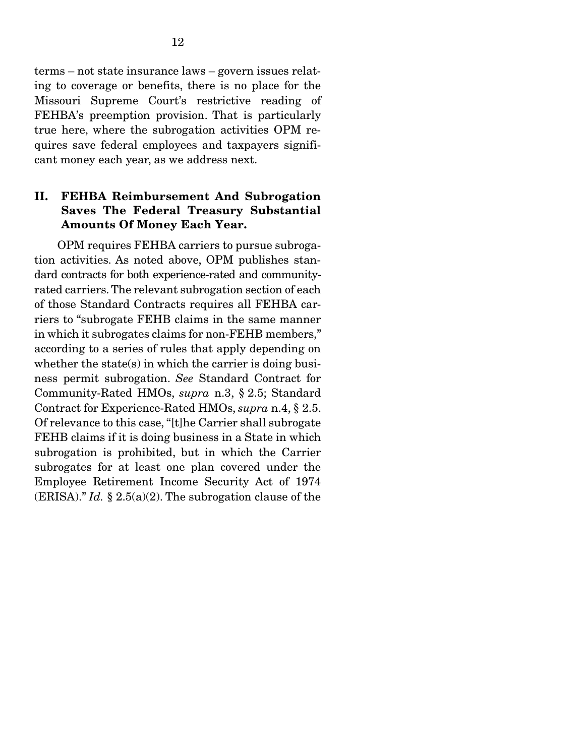terms – not state insurance laws – govern issues relating to coverage or benefits, there is no place for the Missouri Supreme Court's restrictive reading of FEHBA's preemption provision. That is particularly true here, where the subrogation activities OPM requires save federal employees and taxpayers significant money each year, as we address next.

## II. FEHBA Reimbursement And Subrogation Saves The Federal Treasury Substantial Amounts Of Money Each Year.

OPM requires FEHBA carriers to pursue subrogation activities. As noted above, OPM publishes standard contracts for both experience-rated and community-rated carriers. The relevant subrogation section of each of those Standard Contracts requires all FEHBA carriers to "subrogate FEHB claims in the same manner in which it subrogates claims for non-FEHB members," according to a series of rules that apply depending on whether the state(s) in which the carrier is doing business permit subrogation. *See* Standard Contract for Community-Rated HMOs, *supra* n.3, § 2.5; Standard Contract for Experience-Rated HMOs, *supra* n.4, § 2.5. Of relevance to this case, "[t]he Carrier shall subrogate FEHB claims if it is doing business in a State in which subrogation is prohibited, but in which the Carrier subrogates for at least one plan covered under the Employee Retirement Income Security Act of 1974 (ERISA)." *Id.* § 2.5(a)(2). The subrogation clause of the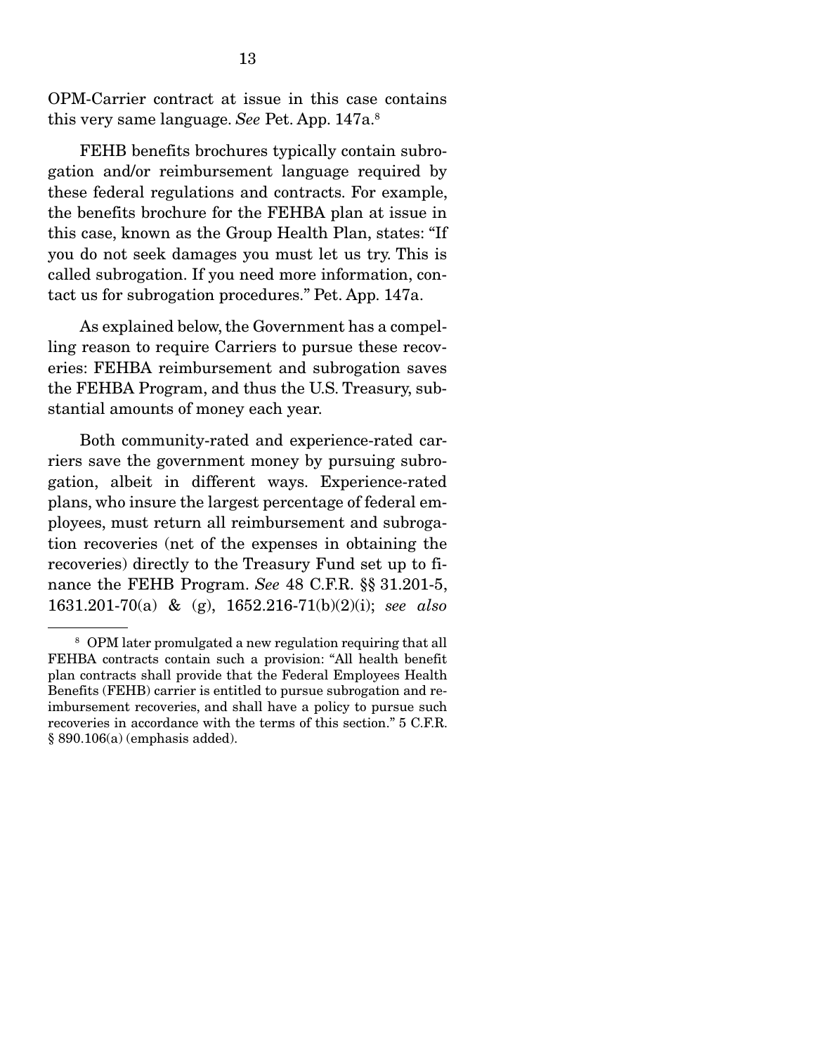OPM-Carrier contract at issue in this case contains this very same language. *See* Pet. App. 147a.[8]

FEHB benefits brochures typically contain subrogation and/or reimbursement language required by these federal regulations and contracts. For example, the benefits brochure for the FEHBA plan at issue in this case, known as the Group Health Plan, states: "If you do not seek damages you must let us try. This is called subrogation. If you need more information, contact us for subrogation procedures." Pet. App. 147a.

As explained below, the Government has a compelling reason to require Carriers to pursue these recoveries: FEHBA reimbursement and subrogation saves the FEHBA Program, and thus the U.S. Treasury, substantial amounts of money each year.

Both community-rated and experience-rated carriers save the government money by pursuing subrogation, albeit in different ways. Experience-rated plans, who insure the largest percentage of federal employees, must return all reimbursement and subrogation recoveries (net of the expenses in obtaining the recoveries) directly to the Treasury Fund set up to finance the FEHB Program. *See* 48 C.F.R. §§ 31.201-5, 1631.201-70(a) & (g), 1652.216-71(b)(2)(i); *see also*

---

[8] OPM later promulgated a new regulation requiring that all FEHBA contracts contain such a provision: "All health benefit plan contracts shall provide that the Federal Employees Health Benefits (FEHB) carrier is entitled to pursue subrogation and reimbursement recoveries, and shall have a policy to pursue such recoveries in accordance with the terms of this section." 5 C.F.R. § 890.106(a) (emphasis added).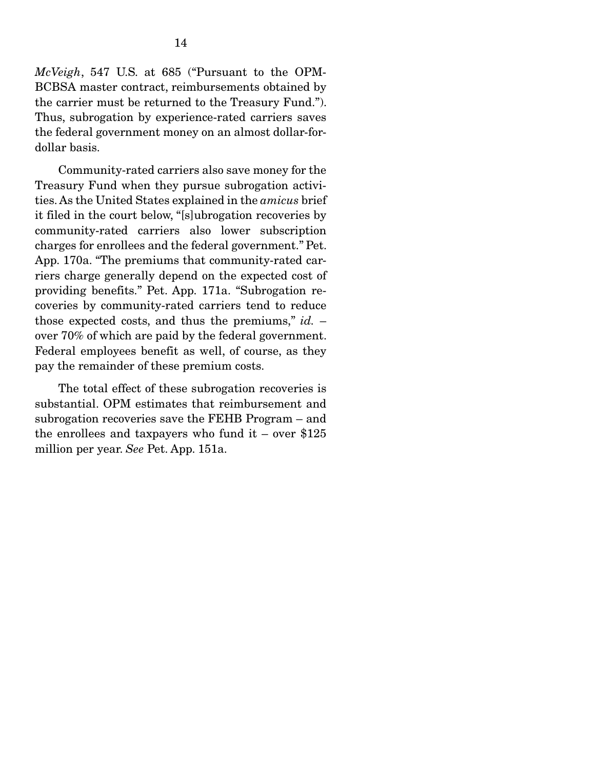*McVeigh*, 547 U.S. at 685 ("Pursuant to the OPM-BCBSA master contract, reimbursements obtained by the carrier must be returned to the Treasury Fund."). Thus, subrogation by experience-rated carriers saves the federal government money on an almost dollar-for-dollar basis.

Community-rated carriers also save money for the Treasury Fund when they pursue subrogation activities. As the United States explained in the *amicus* brief it filed in the court below, "[s]ubrogation recoveries by community-rated carriers also lower subscription charges for enrollees and the federal government." Pet. App. 170a. "The premiums that community-rated carriers charge generally depend on the expected cost of providing benefits." Pet. App. 171a. "Subrogation recoveries by community-rated carriers tend to reduce those expected costs, and thus the premiums," *id.* – over 70% of which are paid by the federal government. Federal employees benefit as well, of course, as they pay the remainder of these premium costs.

The total effect of these subrogation recoveries is substantial. OPM estimates that reimbursement and subrogation recoveries save the FEHB Program – and the enrollees and taxpayers who fund it – over $125 million per year. *See* Pet. App. 151a.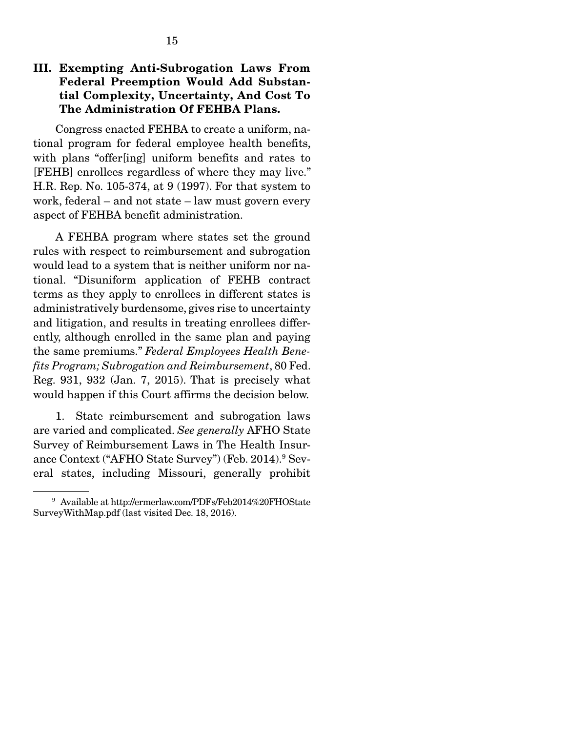### III. Exempting Anti-Subrogation Laws From Federal Preemption Would Add Substantial Complexity, Uncertainty, And Cost To The Administration Of FEHBA Plans.

Congress enacted FEHBA to create a uniform, national program for federal employee health benefits, with plans "offer[ing] uniform benefits and rates to [FEHB] enrollees regardless of where they may live." H.R. Rep. No. 105-374, at 9 (1997). For that system to work, federal – and not state – law must govern every aspect of FEHBA benefit administration.

A FEHBA program where states set the ground rules with respect to reimbursement and subrogation would lead to a system that is neither uniform nor national. "Disuniform application of FEHB contract terms as they apply to enrollees in different states is administratively burdensome, gives rise to uncertainty and litigation, and results in treating enrollees differently, although enrolled in the same plan and paying the same premiums." *Federal Employees Health Benefits Program; Subrogation and Reimbursement*, 80 Fed. Reg. 931, 932 (Jan. 7, 2015). That is precisely what would happen if this Court affirms the decision below.

1. State reimbursement and subrogation laws are varied and complicated. *See generally* AFHO State Survey of Reimbursement Laws in The Health Insurance Context ("AFHO State Survey") (Feb. 2014).[9] Several states, including Missouri, generally prohibit

---

[9] Available at http://ermerlaw.com/PDFs/Feb2014%20FHOStateSurveyWithMap.pdf (last visited Dec. 18, 2016).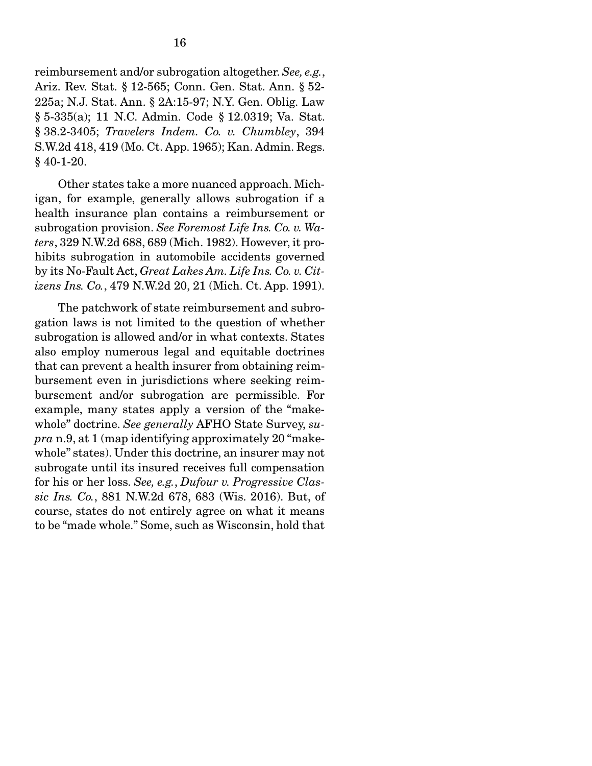reimbursement and/or subrogation altogether. *See, e.g.*, Ariz. Rev. Stat. § 12-565; Conn. Gen. Stat. Ann. § 52-225a; N.J. Stat. Ann. § 2A:15-97; N.Y. Gen. Oblig. Law § 5-335(a); 11 N.C. Admin. Code § 12.0319; Va. Stat. § 38.2-3405; *Travelers Indem. Co. v. Chumbley*, 394 S.W.2d 418, 419 (Mo. Ct. App. 1965); Kan. Admin. Regs. § 40-1-20.

Other states take a more nuanced approach. Michigan, for example, generally allows subrogation if a health insurance plan contains a reimbursement or subrogation provision. *See Foremost Life Ins. Co. v. Waters*, 329 N.W.2d 688, 689 (Mich. 1982). However, it prohibits subrogation in automobile accidents governed by its No-Fault Act, *Great Lakes Am. Life Ins. Co. v. Citizens Ins. Co.*, 479 N.W.2d 20, 21 (Mich. Ct. App. 1991).

The patchwork of state reimbursement and subrogation laws is not limited to the question of whether subrogation is allowed and/or in what contexts. States also employ numerous legal and equitable doctrines that can prevent a health insurer from obtaining reimbursement even in jurisdictions where seeking reimbursement and/or subrogation are permissible. For example, many states apply a version of the "make-whole" doctrine. *See generally* AFHO State Survey, *supra* n.9, at 1 (map identifying approximately 20 "make-whole" states). Under this doctrine, an insurer may not subrogate until its insured receives full compensation for his or her loss. *See, e.g.*, *Dufour v. Progressive Classic Ins. Co.*, 881 N.W.2d 678, 683 (Wis. 2016). But, of course, states do not entirely agree on what it means to be "made whole." Some, such as Wisconsin, hold that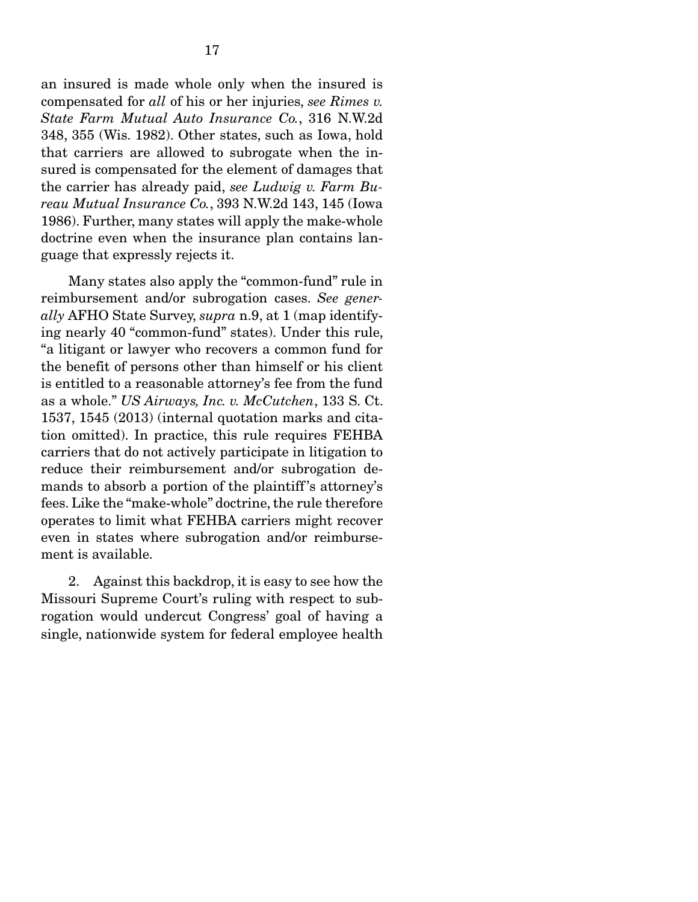an insured is made whole only when the insured is compensated for *all* of his or her injuries, *see Rimes v. State Farm Mutual Auto Insurance Co.*, 316 N.W.2d 348, 355 (Wis. 1982). Other states, such as Iowa, hold that carriers are allowed to subrogate when the insured is compensated for the element of damages that the carrier has already paid, *see Ludwig v. Farm Bureau Mutual Insurance Co.*, 393 N.W.2d 143, 145 (Iowa 1986). Further, many states will apply the make-whole doctrine even when the insurance plan contains language that expressly rejects it.

Many states also apply the "common-fund" rule in reimbursement and/or subrogation cases. *See generally* AFHO State Survey, *supra* n.9, at 1 (map identifying nearly 40 "common-fund" states). Under this rule, "a litigant or lawyer who recovers a common fund for the benefit of persons other than himself or his client is entitled to a reasonable attorney's fee from the fund as a whole." *US Airways, Inc. v. McCutchen*, 133 S. Ct. 1537, 1545 (2013) (internal quotation marks and citation omitted). In practice, this rule requires FEHBA carriers that do not actively participate in litigation to reduce their reimbursement and/or subrogation demands to absorb a portion of the plaintiff's attorney's fees. Like the "make-whole" doctrine, the rule therefore operates to limit what FEHBA carriers might recover even in states where subrogation and/or reimbursement is available.

2. Against this backdrop, it is easy to see how the Missouri Supreme Court's ruling with respect to subrogation would undercut Congress' goal of having a single, nationwide system for federal employee health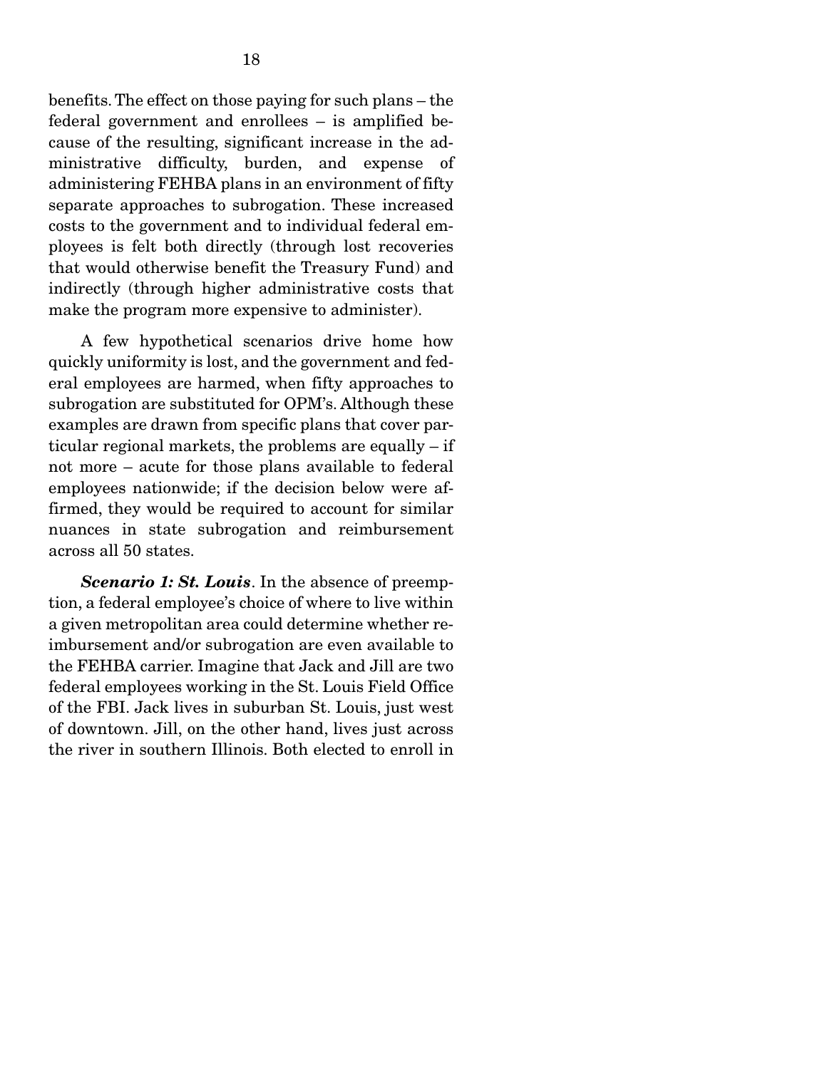benefits. The effect on those paying for such plans – the federal government and enrollees – is amplified because of the resulting, significant increase in the administrative difficulty, burden, and expense of administering FEHBA plans in an environment of fifty separate approaches to subrogation. These increased costs to the government and to individual federal employees is felt both directly (through lost recoveries that would otherwise benefit the Treasury Fund) and indirectly (through higher administrative costs that make the program more expensive to administer).

A few hypothetical scenarios drive home how quickly uniformity is lost, and the government and federal employees are harmed, when fifty approaches to subrogation are substituted for OPM's. Although these examples are drawn from specific plans that cover particular regional markets, the problems are equally – if not more – acute for those plans available to federal employees nationwide; if the decision below were affirmed, they would be required to account for similar nuances in state subrogation and reimbursement across all 50 states.

***Scenario 1: St. Louis***. In the absence of preemption, a federal employee's choice of where to live within a given metropolitan area could determine whether reimbursement and/or subrogation are even available to the FEHBA carrier. Imagine that Jack and Jill are two federal employees working in the St. Louis Field Office of the FBI. Jack lives in suburban St. Louis, just west of downtown. Jill, on the other hand, lives just across the river in southern Illinois. Both elected to enroll in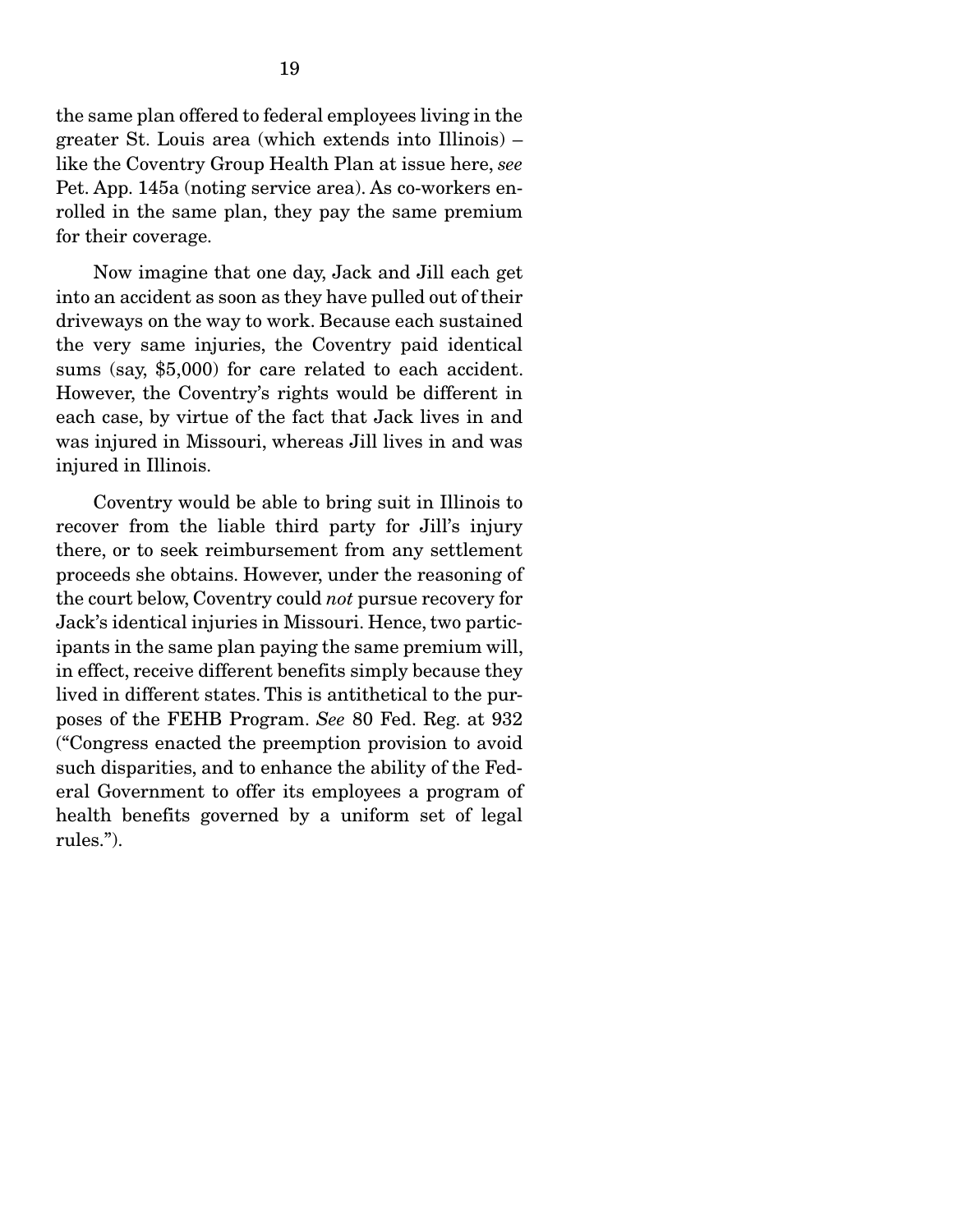the same plan offered to federal employees living in the greater St. Louis area (which extends into Illinois) – like the Coventry Group Health Plan at issue here, *see* Pet. App. 145a (noting service area). As co-workers enrolled in the same plan, they pay the same premium for their coverage.

Now imagine that one day, Jack and Jill each get into an accident as soon as they have pulled out of their driveways on the way to work. Because each sustained the very same injuries, the Coventry paid identical sums (say, $5,000) for care related to each accident. However, the Coventry's rights would be different in each case, by virtue of the fact that Jack lives in and was injured in Missouri, whereas Jill lives in and was injured in Illinois.

Coventry would be able to bring suit in Illinois to recover from the liable third party for Jill's injury there, or to seek reimbursement from any settlement proceeds she obtains. However, under the reasoning of the court below, Coventry could *not* pursue recovery for Jack's identical injuries in Missouri. Hence, two participants in the same plan paying the same premium will, in effect, receive different benefits simply because they lived in different states. This is antithetical to the purposes of the FEHB Program. *See* 80 Fed. Reg. at 932 ("Congress enacted the preemption provision to avoid such disparities, and to enhance the ability of the Federal Government to offer its employees a program of health benefits governed by a uniform set of legal rules.").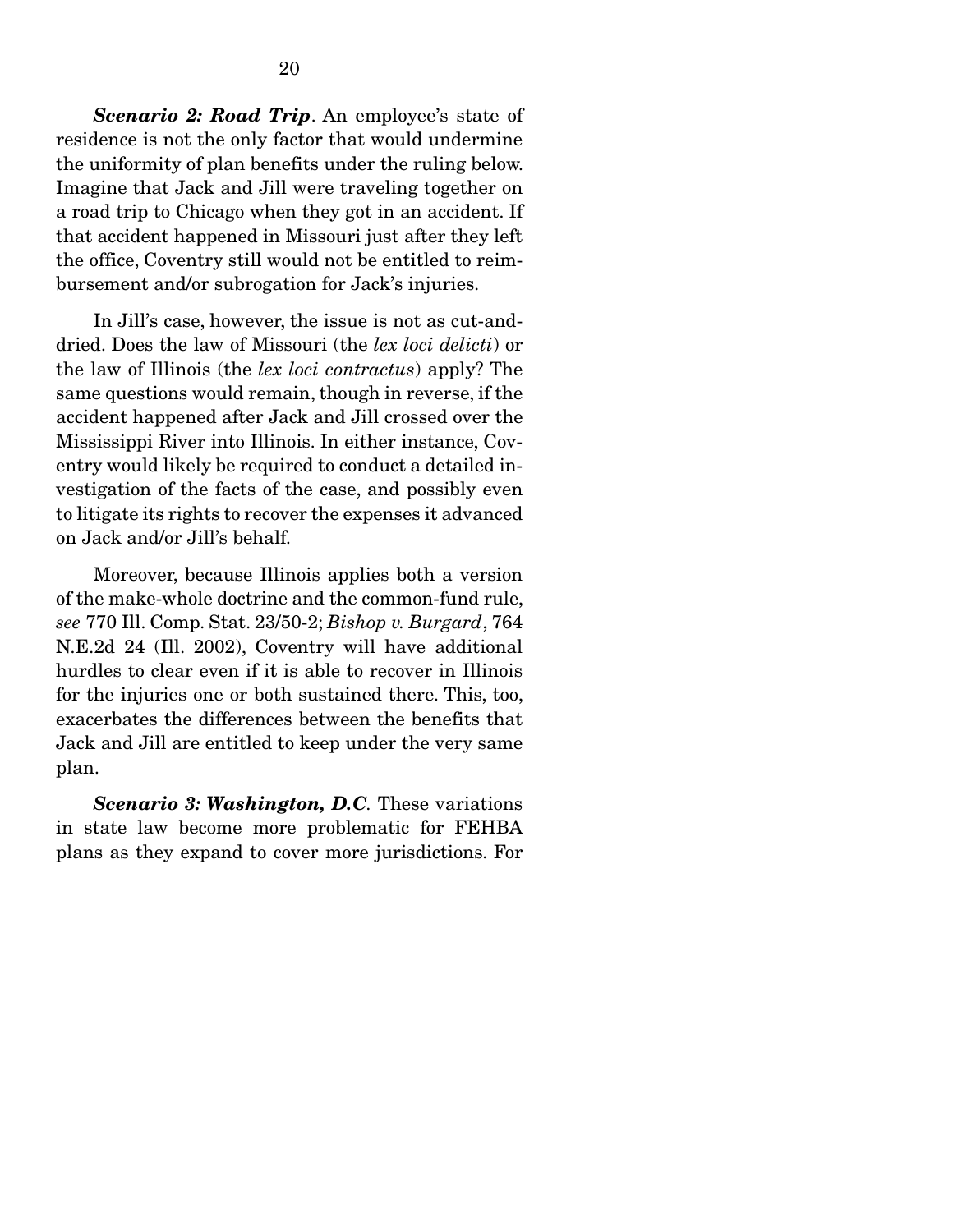***Scenario 2: Road Trip***. An employee's state of residence is not the only factor that would undermine the uniformity of plan benefits under the ruling below. Imagine that Jack and Jill were traveling together on a road trip to Chicago when they got in an accident. If that accident happened in Missouri just after they left the office, Coventry still would not be entitled to reimbursement and/or subrogation for Jack's injuries.

In Jill's case, however, the issue is not as cut-and-dried. Does the law of Missouri (the *lex loci delicti*) or the law of Illinois (the *lex loci contractus*) apply? The same questions would remain, though in reverse, if the accident happened after Jack and Jill crossed over the Mississippi River into Illinois. In either instance, Coventry would likely be required to conduct a detailed investigation of the facts of the case, and possibly even to litigate its rights to recover the expenses it advanced on Jack and/or Jill's behalf.

Moreover, because Illinois applies both a version of the make-whole doctrine and the common-fund rule, *see* 770 Ill. Comp. Stat. 23/50-2; *Bishop v. Burgard*, 764 N.E.2d 24 (Ill. 2002), Coventry will have additional hurdles to clear even if it is able to recover in Illinois for the injuries one or both sustained there. This, too, exacerbates the differences between the benefits that Jack and Jill are entitled to keep under the very same plan.

***Scenario 3: Washington, D.C***. These variations in state law become more problematic for FEHBA plans as they expand to cover more jurisdictions. For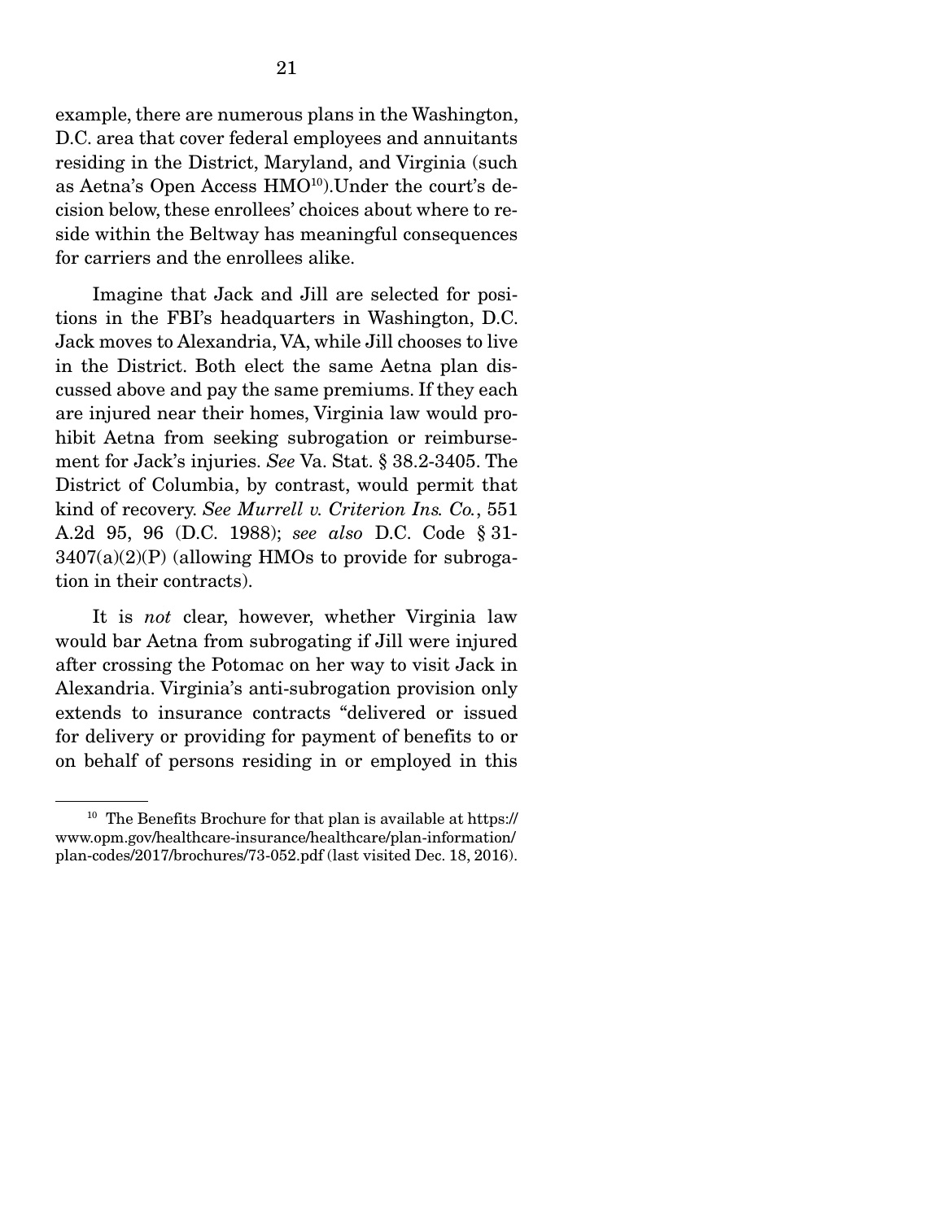example, there are numerous plans in the Washington, D.C. area that cover federal employees and annuitants residing in the District, Maryland, and Virginia (such as Aetna's Open Access HMO[10]).Under the court's decision below, these enrollees' choices about where to reside within the Beltway has meaningful consequences for carriers and the enrollees alike.

Imagine that Jack and Jill are selected for positions in the FBI's headquarters in Washington, D.C. Jack moves to Alexandria, VA, while Jill chooses to live in the District. Both elect the same Aetna plan discussed above and pay the same premiums. If they each are injured near their homes, Virginia law would prohibit Aetna from seeking subrogation or reimbursement for Jack's injuries. *See* Va. Stat. § 38.2-3405. The District of Columbia, by contrast, would permit that kind of recovery. *See Murrell v. Criterion Ins. Co.*, 551 A.2d 95, 96 (D.C. 1988); *see also* D.C. Code § 31-3407(a)(2)(P) (allowing HMOs to provide for subrogation in their contracts).

It is *not* clear, however, whether Virginia law would bar Aetna from subrogating if Jill were injured after crossing the Potomac on her way to visit Jack in Alexandria. Virginia's anti-subrogation provision only extends to insurance contracts "delivered or issued for delivery or providing for payment of benefits to or on behalf of persons residing in or employed in this

[10] The Benefits Brochure for that plan is available at https://www.opm.gov/healthcare-insurance/healthcare/plan-information/plan-codes/2017/brochures/73-052.pdf (last visited Dec. 18, 2016).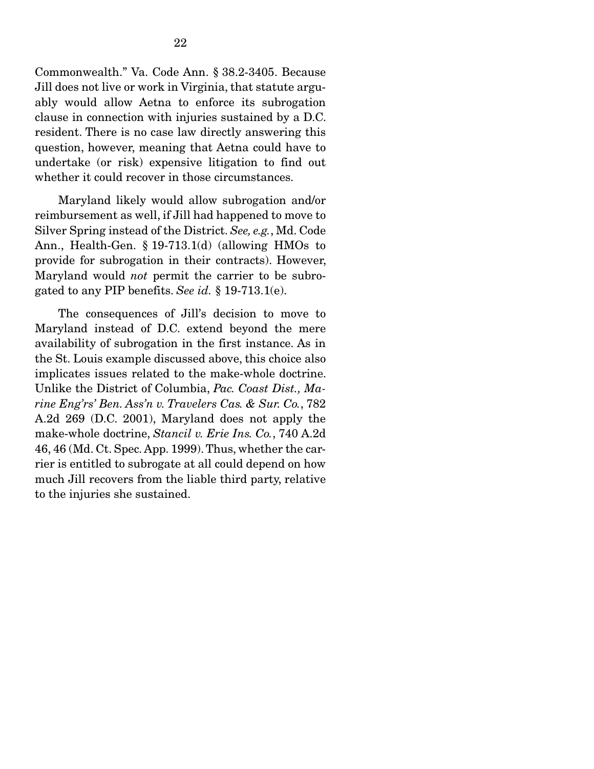Commonwealth." Va. Code Ann. § 38.2-3405. Because Jill does not live or work in Virginia, that statute arguably would allow Aetna to enforce its subrogation clause in connection with injuries sustained by a D.C. resident. There is no case law directly answering this question, however, meaning that Aetna could have to undertake (or risk) expensive litigation to find out whether it could recover in those circumstances.

Maryland likely would allow subrogation and/or reimbursement as well, if Jill had happened to move to Silver Spring instead of the District. *See, e.g.*, Md. Code Ann., Health-Gen. § 19-713.1(d) (allowing HMOs to provide for subrogation in their contracts). However, Maryland would *not* permit the carrier to be subrogated to any PIP benefits. *See id.* § 19-713.1(e).

The consequences of Jill's decision to move to Maryland instead of D.C. extend beyond the mere availability of subrogation in the first instance. As in the St. Louis example discussed above, this choice also implicates issues related to the make-whole doctrine. Unlike the District of Columbia, *Pac. Coast Dist., Marine Eng'rs' Ben. Ass'n v. Travelers Cas. & Sur. Co.*, 782 A.2d 269 (D.C. 2001), Maryland does not apply the make-whole doctrine, *Stancil v. Erie Ins. Co.*, 740 A.2d 46, 46 (Md. Ct. Spec. App. 1999). Thus, whether the carrier is entitled to subrogate at all could depend on how much Jill recovers from the liable third party, relative to the injuries she sustained.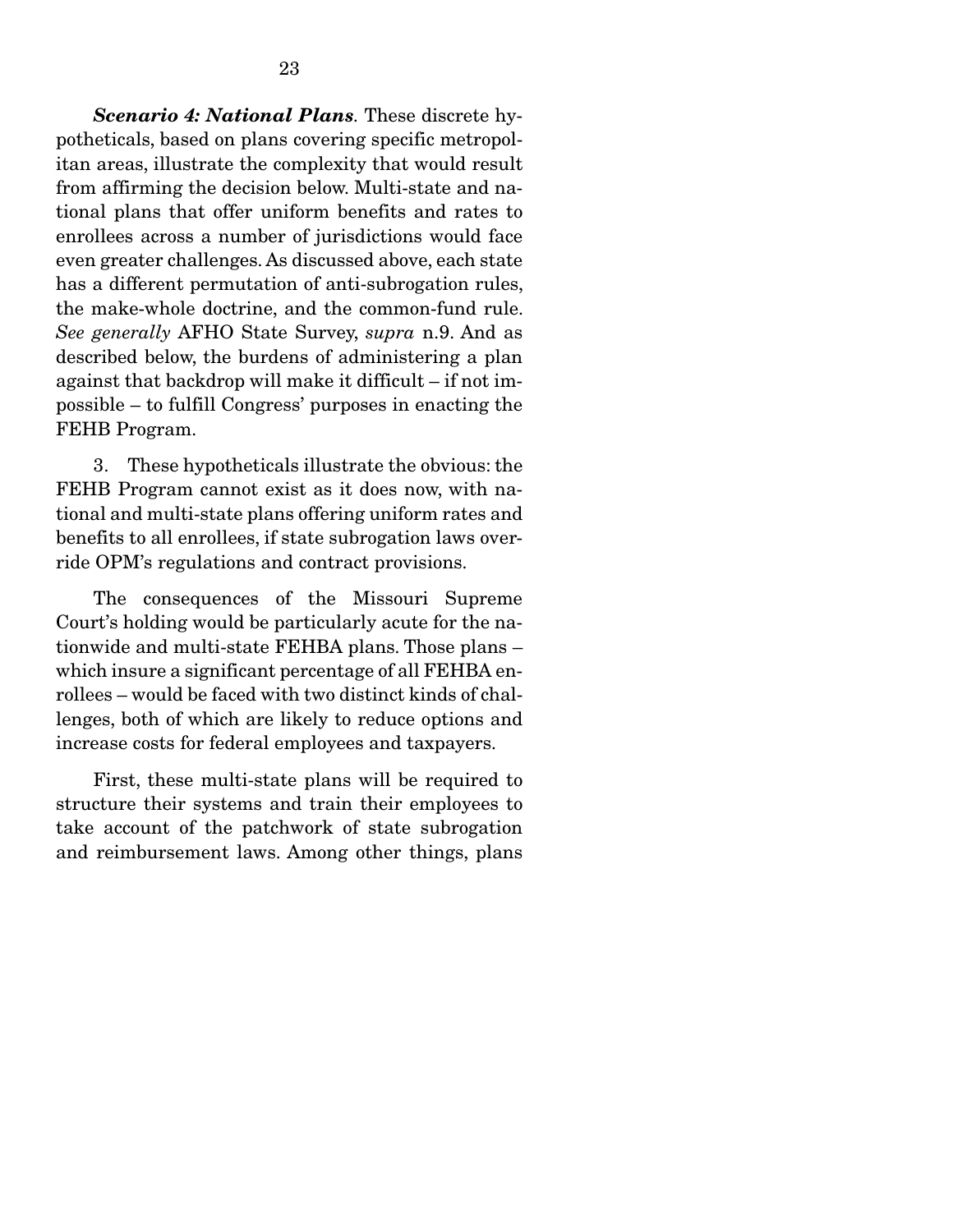***Scenario 4: National Plans***. These discrete hypotheticals, based on plans covering specific metropolitan areas, illustrate the complexity that would result from affirming the decision below. Multi-state and national plans that offer uniform benefits and rates to enrollees across a number of jurisdictions would face even greater challenges. As discussed above, each state has a different permutation of anti-subrogation rules, the make-whole doctrine, and the common-fund rule. *See generally* AFHO State Survey, *supra* n.9. And as described below, the burdens of administering a plan against that backdrop will make it difficult – if not impossible – to fulfill Congress' purposes in enacting the FEHB Program.

3. These hypotheticals illustrate the obvious: the FEHB Program cannot exist as it does now, with national and multi-state plans offering uniform rates and benefits to all enrollees, if state subrogation laws override OPM's regulations and contract provisions.

The consequences of the Missouri Supreme Court's holding would be particularly acute for the nationwide and multi-state FEHBA plans. Those plans – which insure a significant percentage of all FEHBA enrollees – would be faced with two distinct kinds of challenges, both of which are likely to reduce options and increase costs for federal employees and taxpayers.

First, these multi-state plans will be required to structure their systems and train their employees to take account of the patchwork of state subrogation and reimbursement laws. Among other things, plans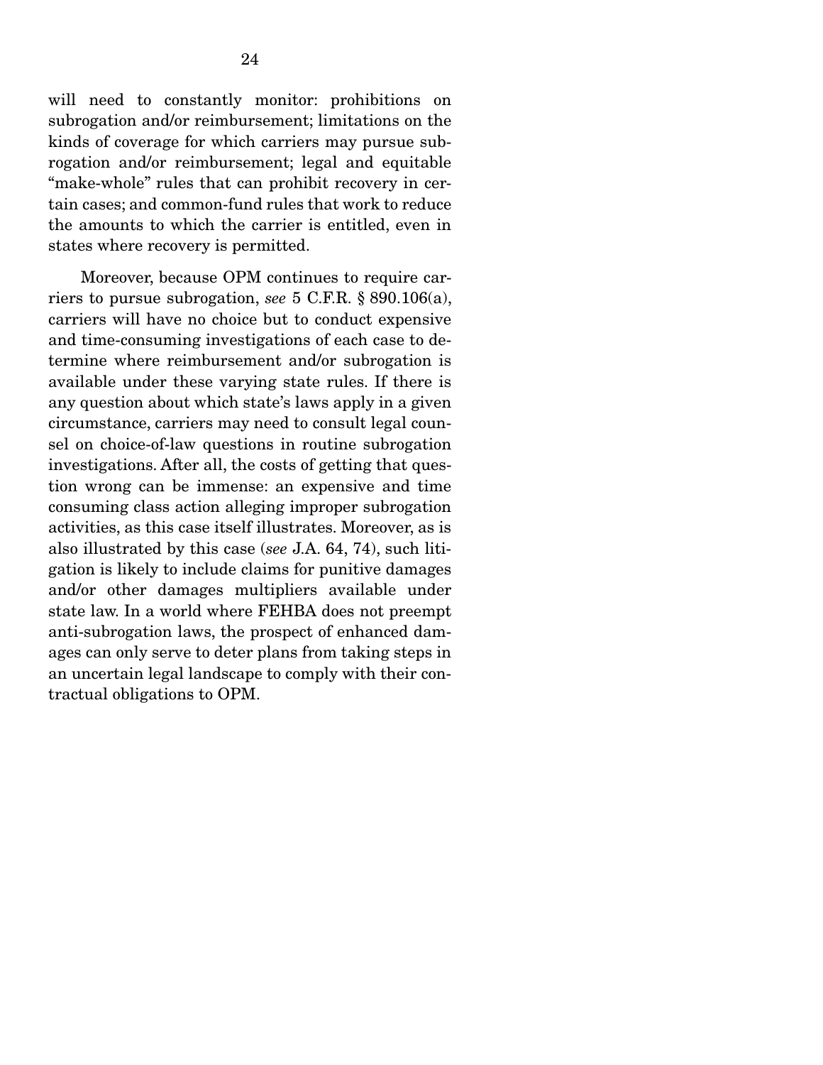will need to constantly monitor: prohibitions on subrogation and/or reimbursement; limitations on the kinds of coverage for which carriers may pursue subrogation and/or reimbursement; legal and equitable "make-whole" rules that can prohibit recovery in certain cases; and common-fund rules that work to reduce the amounts to which the carrier is entitled, even in states where recovery is permitted.

Moreover, because OPM continues to require carriers to pursue subrogation, *see* 5 C.F.R. § 890.106(a), carriers will have no choice but to conduct expensive and time-consuming investigations of each case to determine where reimbursement and/or subrogation is available under these varying state rules. If there is any question about which state's laws apply in a given circumstance, carriers may need to consult legal counsel on choice-of-law questions in routine subrogation investigations. After all, the costs of getting that question wrong can be immense: an expensive and time consuming class action alleging improper subrogation activities, as this case itself illustrates. Moreover, as is also illustrated by this case (*see* J.A. 64, 74), such litigation is likely to include claims for punitive damages and/or other damages multipliers available under state law. In a world where FEHBA does not preempt anti-subrogation laws, the prospect of enhanced damages can only serve to deter plans from taking steps in an uncertain legal landscape to comply with their contractual obligations to OPM.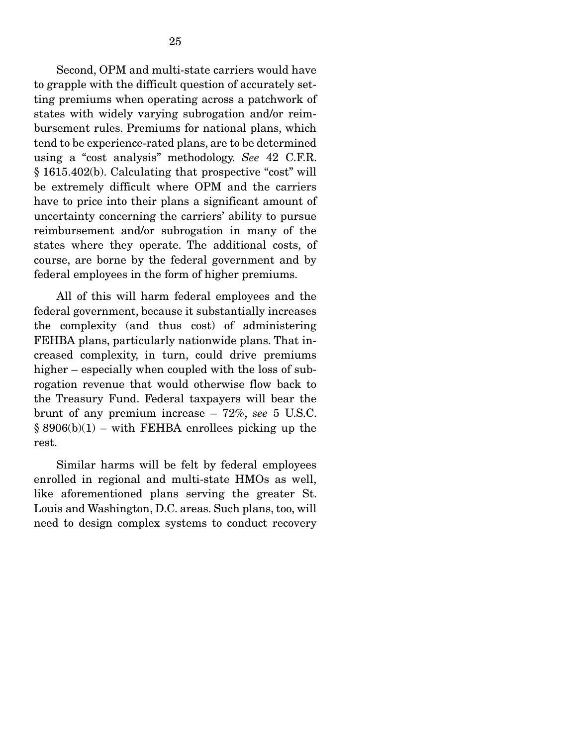Second, OPM and multi-state carriers would have to grapple with the difficult question of accurately setting premiums when operating across a patchwork of states with widely varying subrogation and/or reimbursement rules. Premiums for national plans, which tend to be experience-rated plans, are to be determined using a "cost analysis" methodology. *See* 42 C.F.R. § 1615.402(b). Calculating that prospective "cost" will be extremely difficult where OPM and the carriers have to price into their plans a significant amount of uncertainty concerning the carriers' ability to pursue reimbursement and/or subrogation in many of the states where they operate. The additional costs, of course, are borne by the federal government and by federal employees in the form of higher premiums.

All of this will harm federal employees and the federal government, because it substantially increases the complexity (and thus cost) of administering FEHBA plans, particularly nationwide plans. That increased complexity, in turn, could drive premiums higher – especially when coupled with the loss of subrogation revenue that would otherwise flow back to the Treasury Fund. Federal taxpayers will bear the brunt of any premium increase – 72%, *see* 5 U.S.C. § 8906(b)(1) – with FEHBA enrollees picking up the rest.

Similar harms will be felt by federal employees enrolled in regional and multi-state HMOs as well, like aforementioned plans serving the greater St. Louis and Washington, D.C. areas. Such plans, too, will need to design complex systems to conduct recovery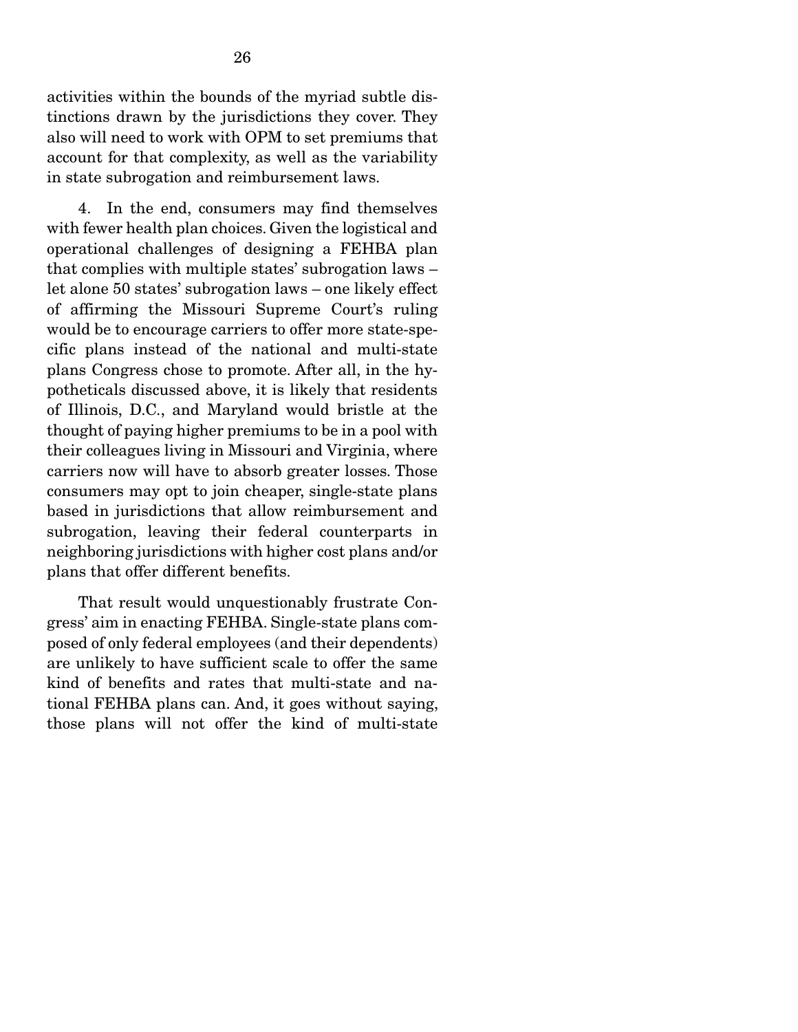activities within the bounds of the myriad subtle distinctions drawn by the jurisdictions they cover. They also will need to work with OPM to set premiums that account for that complexity, as well as the variability in state subrogation and reimbursement laws.

4. In the end, consumers may find themselves with fewer health plan choices. Given the logistical and operational challenges of designing a FEHBA plan that complies with multiple states' subrogation laws – let alone 50 states' subrogation laws – one likely effect of affirming the Missouri Supreme Court's ruling would be to encourage carriers to offer more state-specific plans instead of the national and multi-state plans Congress chose to promote. After all, in the hypotheticals discussed above, it is likely that residents of Illinois, D.C., and Maryland would bristle at the thought of paying higher premiums to be in a pool with their colleagues living in Missouri and Virginia, where carriers now will have to absorb greater losses. Those consumers may opt to join cheaper, single-state plans based in jurisdictions that allow reimbursement and subrogation, leaving their federal counterparts in neighboring jurisdictions with higher cost plans and/or plans that offer different benefits.

That result would unquestionably frustrate Congress' aim in enacting FEHBA. Single-state plans composed of only federal employees (and their dependents) are unlikely to have sufficient scale to offer the same kind of benefits and rates that multi-state and national FEHBA plans can. And, it goes without saying, those plans will not offer the kind of multi-state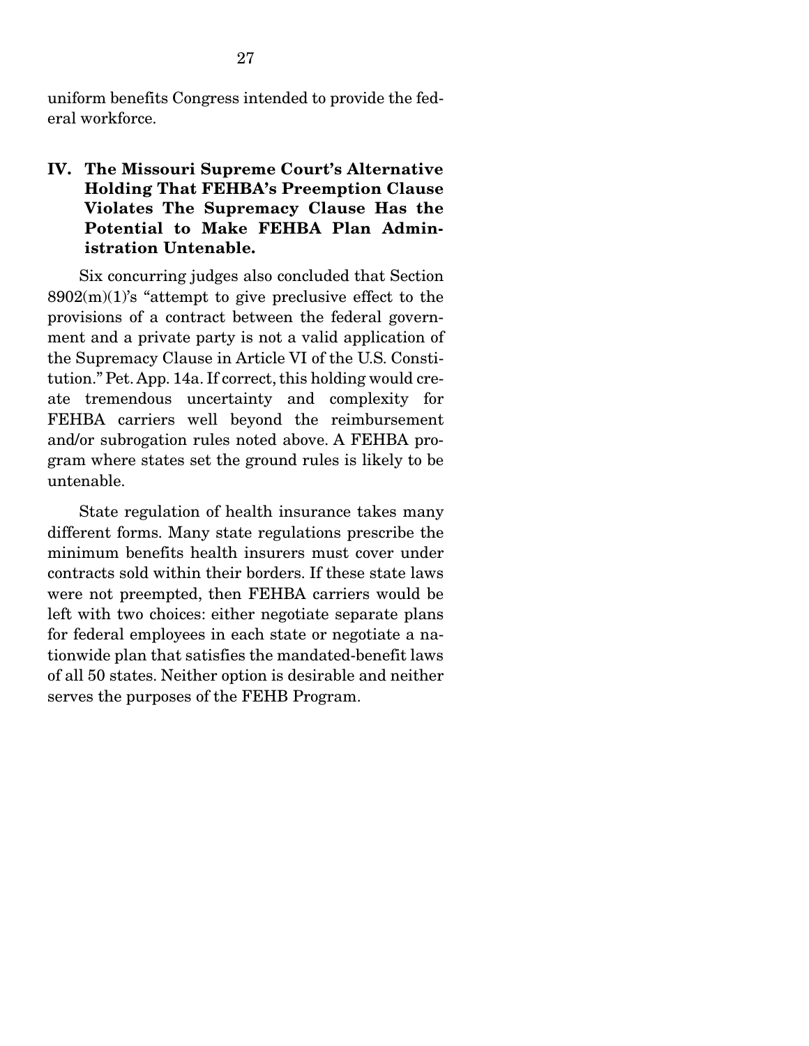uniform benefits Congress intended to provide the federal workforce.

## IV. The Missouri Supreme Court's Alternative Holding That FEHBA's Preemption Clause Violates The Supremacy Clause Has the Potential to Make FEHBA Plan Administration Untenable.

Six concurring judges also concluded that Section 8902(m)(1)'s "attempt to give preclusive effect to the provisions of a contract between the federal government and a private party is not a valid application of the Supremacy Clause in Article VI of the U.S. Constitution." Pet. App. 14a. If correct, this holding would create tremendous uncertainty and complexity for FEHBA carriers well beyond the reimbursement and/or subrogation rules noted above. A FEHBA program where states set the ground rules is likely to be untenable.

State regulation of health insurance takes many different forms. Many state regulations prescribe the minimum benefits health insurers must cover under contracts sold within their borders. If these state laws were not preempted, then FEHBA carriers would be left with two choices: either negotiate separate plans for federal employees in each state or negotiate a nationwide plan that satisfies the mandated-benefit laws of all 50 states. Neither option is desirable and neither serves the purposes of the FEHB Program.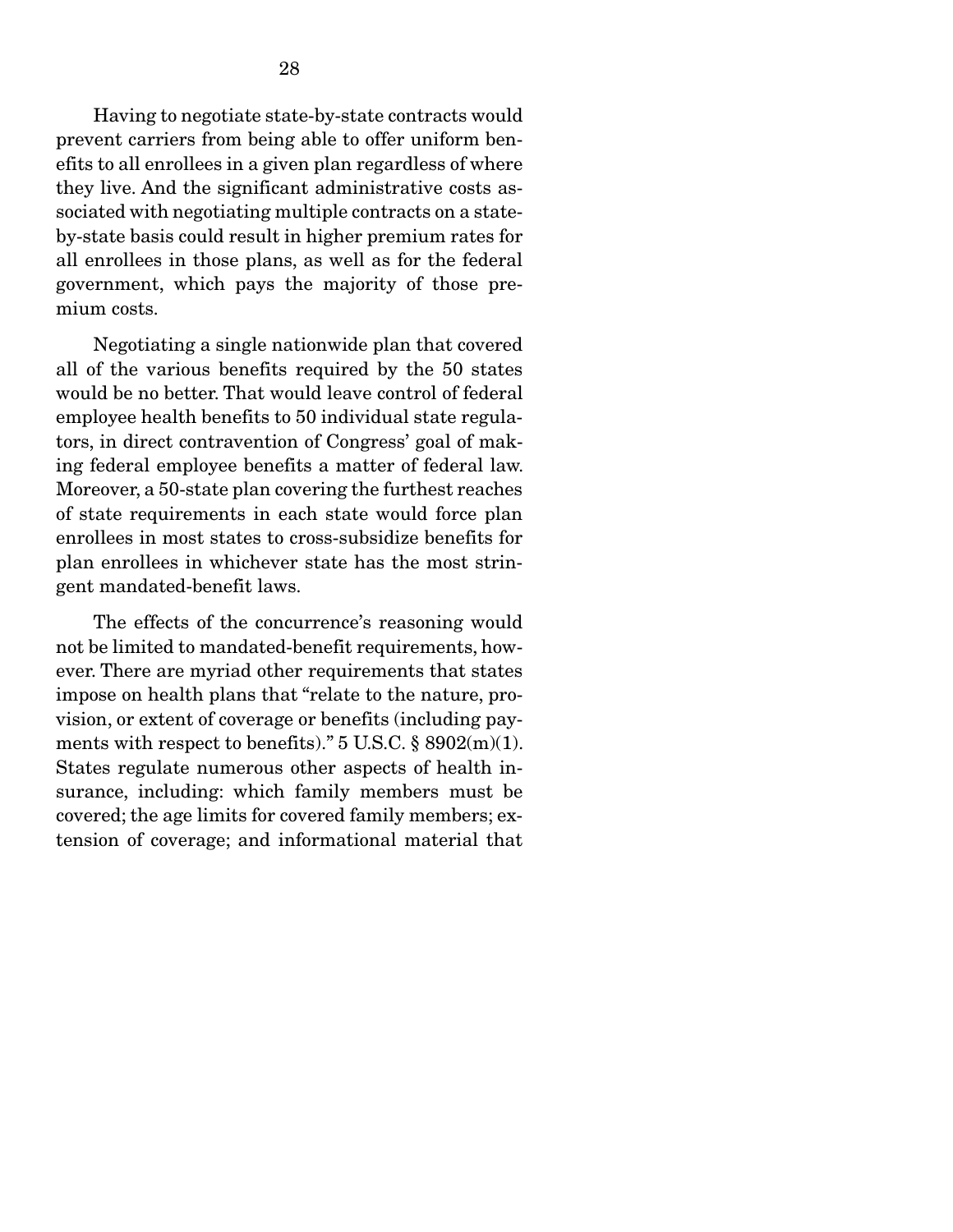Having to negotiate state-by-state contracts would prevent carriers from being able to offer uniform benefits to all enrollees in a given plan regardless of where they live. And the significant administrative costs associated with negotiating multiple contracts on a state-by-state basis could result in higher premium rates for all enrollees in those plans, as well as for the federal government, which pays the majority of those premium costs.

Negotiating a single nationwide plan that covered all of the various benefits required by the 50 states would be no better. That would leave control of federal employee health benefits to 50 individual state regulators, in direct contravention of Congress' goal of making federal employee benefits a matter of federal law. Moreover, a 50-state plan covering the furthest reaches of state requirements in each state would force plan enrollees in most states to cross-subsidize benefits for plan enrollees in whichever state has the most stringent mandated-benefit laws.

The effects of the concurrence's reasoning would not be limited to mandated-benefit requirements, however. There are myriad other requirements that states impose on health plans that "relate to the nature, provision, or extent of coverage or benefits (including payments with respect to benefits)." 5 U.S.C. § 8902(m)(1). States regulate numerous other aspects of health insurance, including: which family members must be covered; the age limits for covered family members; extension of coverage; and informational material that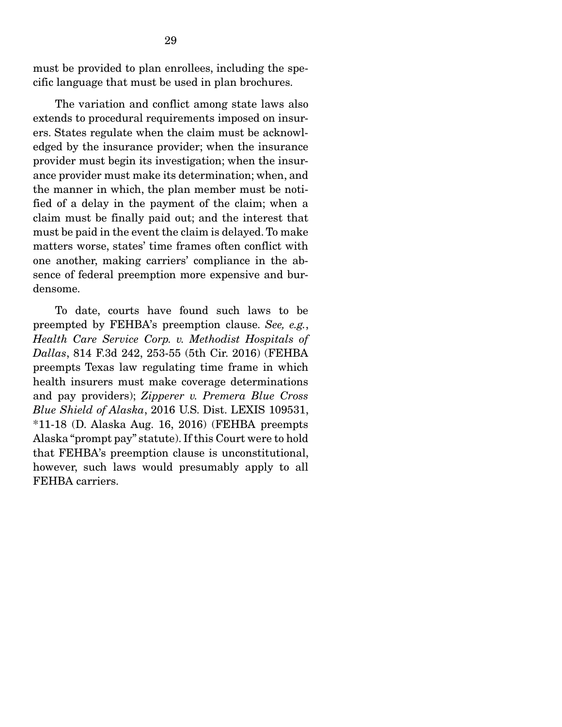must be provided to plan enrollees, including the specific language that must be used in plan brochures.

The variation and conflict among state laws also extends to procedural requirements imposed on insurers. States regulate when the claim must be acknowledged by the insurance provider; when the insurance provider must begin its investigation; when the insurance provider must make its determination; when, and the manner in which, the plan member must be notified of a delay in the payment of the claim; when a claim must be finally paid out; and the interest that must be paid in the event the claim is delayed. To make matters worse, states' time frames often conflict with one another, making carriers' compliance in the absence of federal preemption more expensive and burdensome.

To date, courts have found such laws to be preempted by FEHBA's preemption clause. *See, e.g.*, *Health Care Service Corp. v. Methodist Hospitals of Dallas*, 814 F.3d 242, 253-55 (5th Cir. 2016) (FEHBA preempts Texas law regulating time frame in which health insurers must make coverage determinations and pay providers); *Zipperer v. Premera Blue Cross Blue Shield of Alaska*, 2016 U.S. Dist. LEXIS 109531, *11-18 (D. Alaska Aug. 16, 2016) (FEHBA preempts Alaska "prompt pay" statute). If this Court were to hold that FEHBA's preemption clause is unconstitutional, however, such laws would presumably apply to all FEHBA carriers.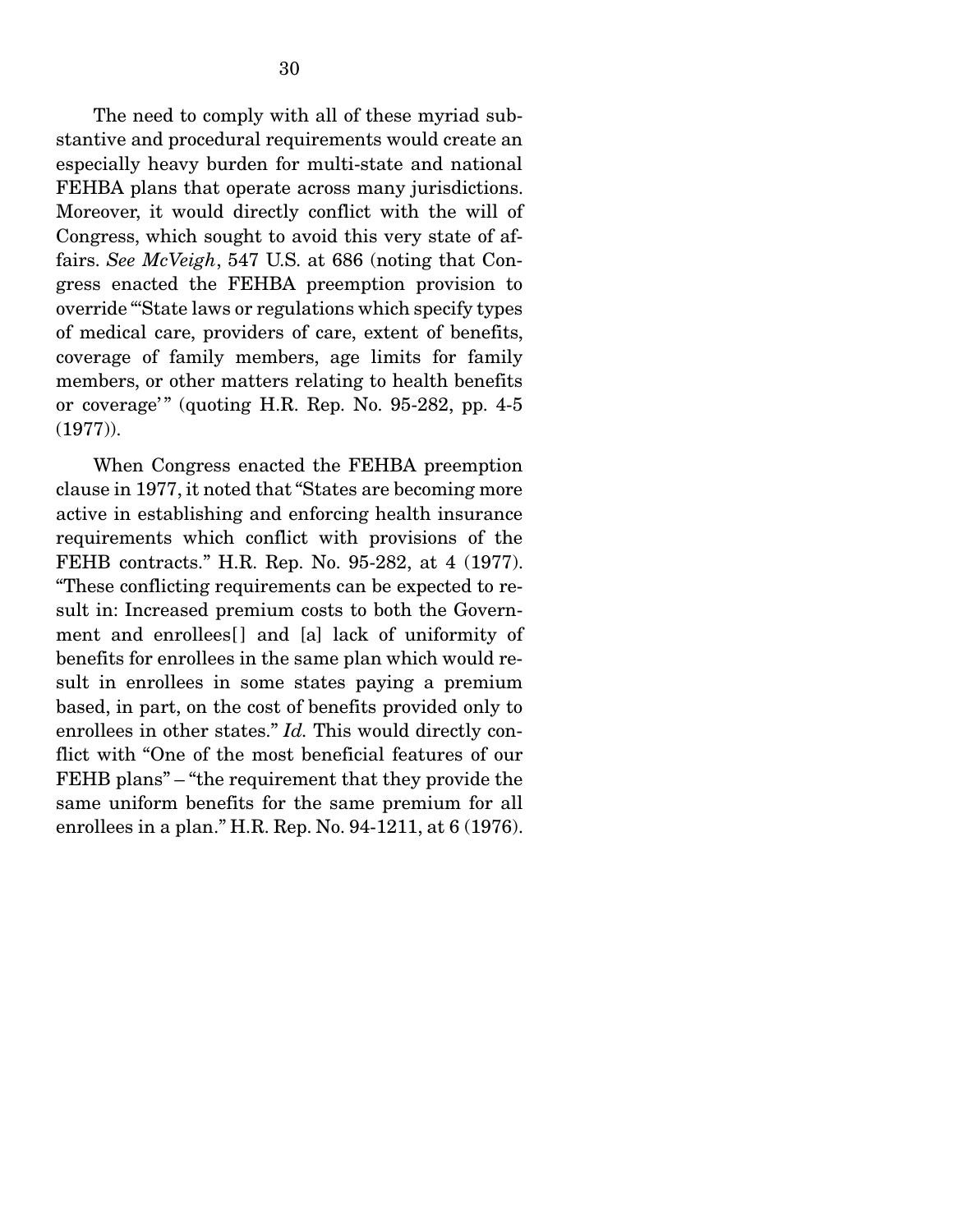The need to comply with all of these myriad substantive and procedural requirements would create an especially heavy burden for multi-state and national FEHBA plans that operate across many jurisdictions. Moreover, it would directly conflict with the will of Congress, which sought to avoid this very state of affairs. *See McVeigh*, 547 U.S. at 686 (noting that Congress enacted the FEHBA preemption provision to override "'State laws or regulations which specify types of medical care, providers of care, extent of benefits, coverage of family members, age limits for family members, or other matters relating to health benefits or coverage'" (quoting H.R. Rep. No. 95-282, pp. 4-5 (1977)).

When Congress enacted the FEHBA preemption clause in 1977, it noted that "States are becoming more active in establishing and enforcing health insurance requirements which conflict with provisions of the FEHB contracts." H.R. Rep. No. 95-282, at 4 (1977). "These conflicting requirements can be expected to result in: Increased premium costs to both the Government and enrollees[] and [a] lack of uniformity of benefits for enrollees in the same plan which would result in enrollees in some states paying a premium based, in part, on the cost of benefits provided only to enrollees in other states." *Id.* This would directly conflict with "One of the most beneficial features of our FEHB plans" – "the requirement that they provide the same uniform benefits for the same premium for all enrollees in a plan." H.R. Rep. No. 94-1211, at 6 (1976).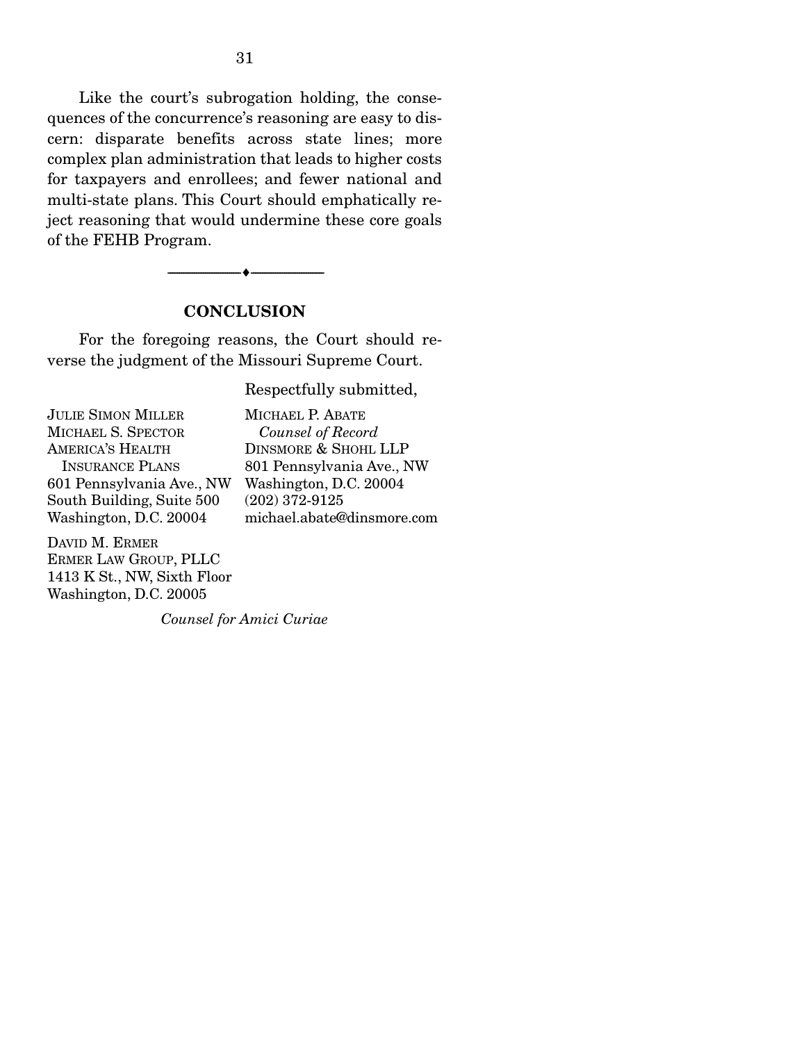Like the court's subrogation holding, the consequences of the concurrence's reasoning are easy to discern: disparate benefits across state lines; more complex plan administration that leads to higher costs for taxpayers and enrollees; and fewer national and multi-state plans. This Court should emphatically reject reasoning that would undermine these core goals of the FEHB Program.

---

## CONCLUSION

For the foregoing reasons, the Court should reverse the judgment of the Missouri Supreme Court.

Respectfully submitted,

MICHAEL P. ABATE
*Counsel of Record*
DINSMORE & SHOHL LLP
801 Pennsylvania Ave., NW
Washington, D.C. 20004
(202) 372-9125
michael.abate@dinsmore.com

JULIE SIMON MILLER
MICHAEL S. SPECTOR
AMERICA'S HEALTH INSURANCE PLANS
601 Pennsylvania Ave., NW
South Building, Suite 500
Washington, D.C. 20004

DAVID M. ERMER
ERMER LAW GROUP, PLLC
1413 K St., NW, Sixth Floor
Washington, D.C. 20005

*Counsel for Amici Curiae*